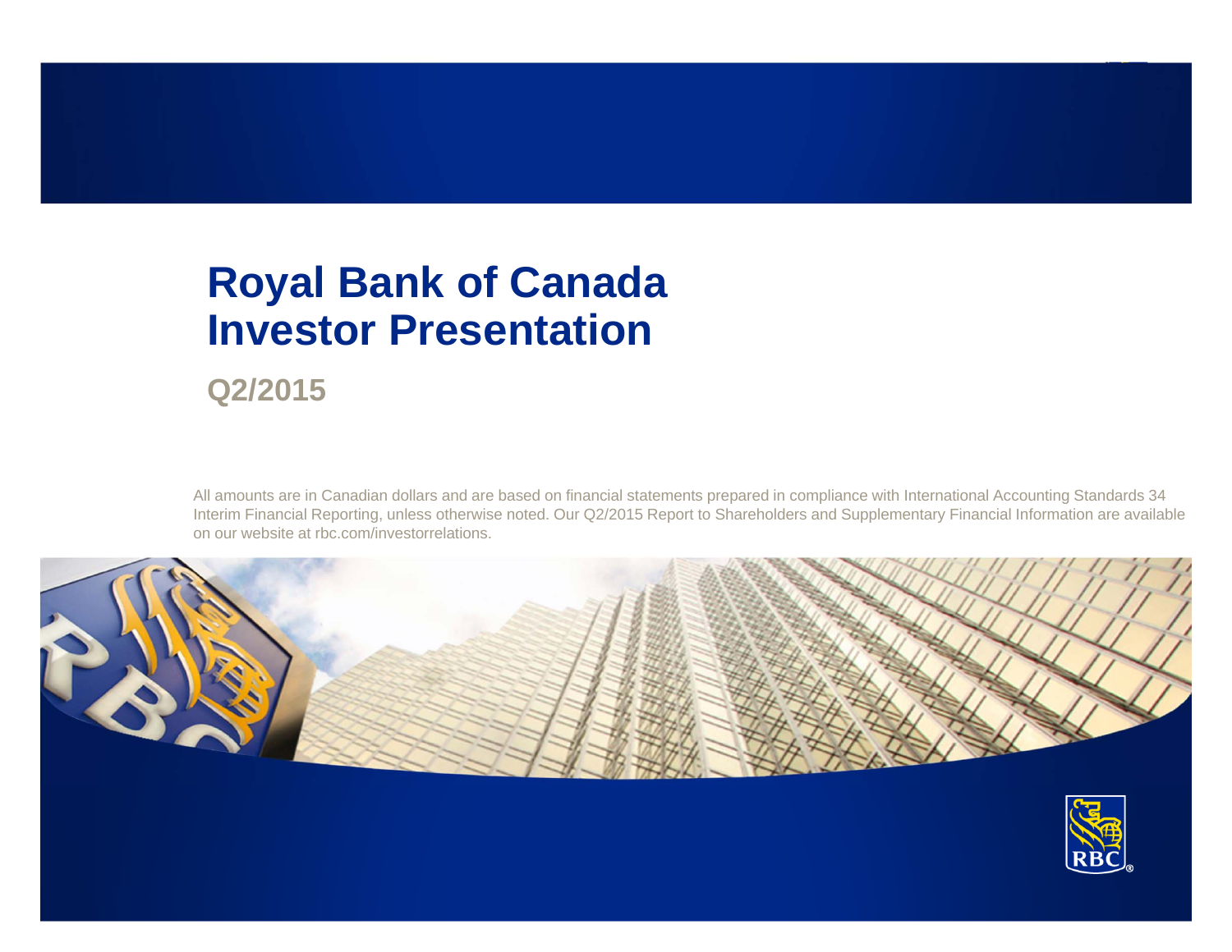# Royal Bank of Canada Investor Presentation

## Q2/2015

All amounts are in Canadian dollars and are based on financial statements prepared in compliance with International Accounting Standards 34 Interim Financial Reporting, unless otherwise noted. Our Q2/2015 Report to Shareholders and Supplementary Financial Information are available on our website at rbc.com/investorrelations.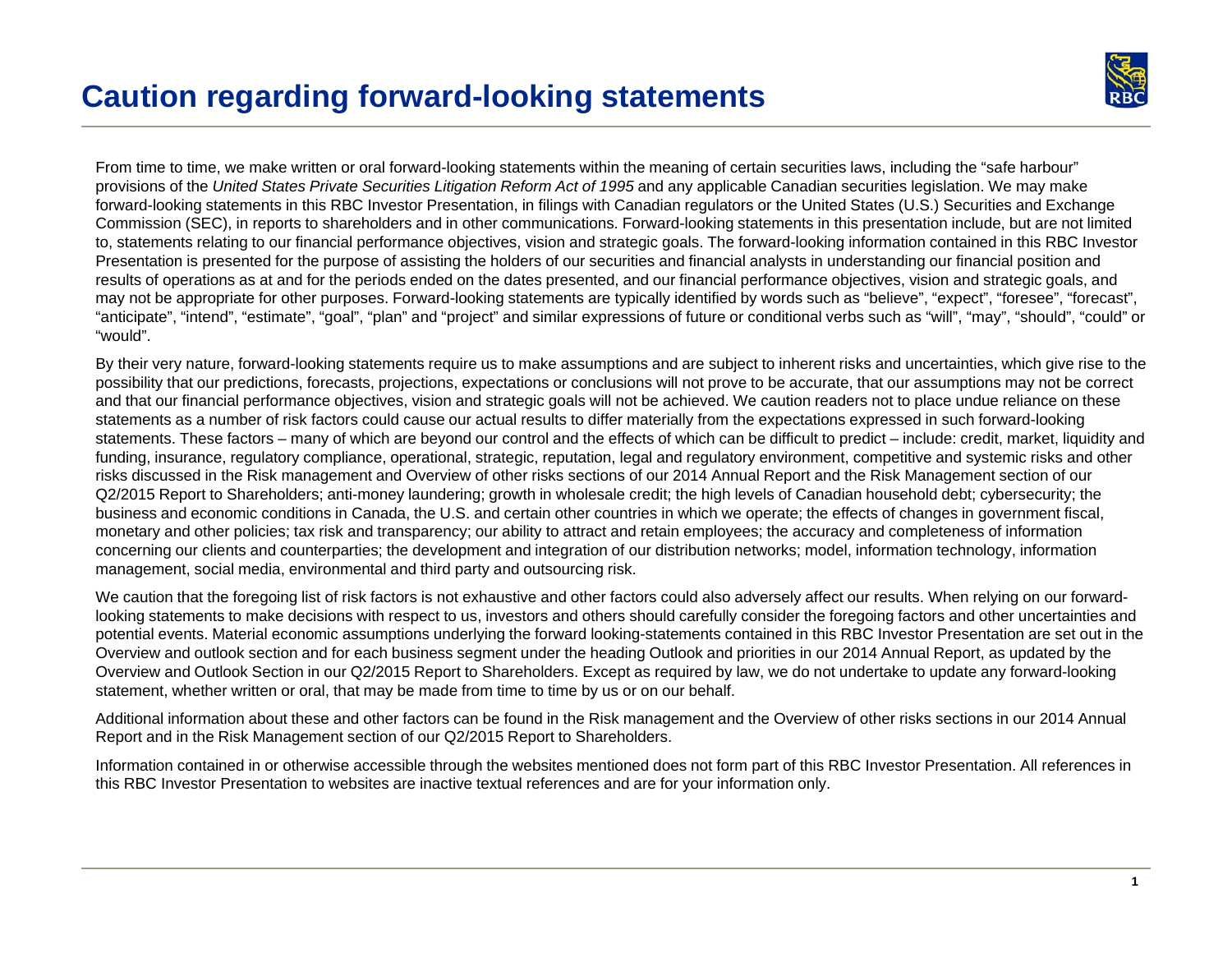# Caution regarding forward-looking statements

From time to time, we make written or oral forward-looking statements within the meaning of certain securities laws, including the "safe harbour" provisions of the *United States Private Securities Litigation Reform Act of 1995* and any applicable Canadian securities legislation. We may make forward-looking statements in this RBC Investor Presentation, in filings with Canadian regulators or the United States (U.S.) Securities and Exchange Commission (SEC), in reports to shareholders and in other communications. Forward-looking statements in this presentation include, but are not limited to, statements relating to our financial performance objectives, vision and strategic goals. The forward-looking information contained in this RBC Investor Presentation is presented for the purpose of assisting the holders of our securities and financial analysts in understanding our financial position and results of operations as at and for the periods ended on the dates presented, and our financial performance objectives, vision and strategic goals, and may not be appropriate for other purposes. Forward-looking statements are typically identified by words such as "believe", "expect", "foresee", "forecast", "anticipate", "intend", "estimate", "goal", "plan" and "project" and similar expressions of future or conditional verbs such as "will", "may", "should", "could" or "would".

By their very nature, forward-looking statements require us to make assumptions and are subject to inherent risks and uncertainties, which give rise to the possibility that our predictions, forecasts, projections, expectations or conclusions will not prove to be accurate, that our assumptions may not be correct and that our financial performance objectives, vision and strategic goals will not be achieved. We caution readers not to place undue reliance on these statements as a number of risk factors could cause our actual results to differ materially from the expectations expressed in such forward-looking statements. These factors – many of which are beyond our control and the effects of which can be difficult to predict – include: credit, market, liquidity and funding, insurance, regulatory compliance, operational, strategic, reputation, legal and regulatory environment, competitive and systemic risks and other risks discussed in the Risk management and Overview of other risks sections of our 2014 Annual Report and the Risk Management section of our Q2/2015 Report to Shareholders; anti-money laundering; growth in wholesale credit; the high levels of Canadian household debt; cybersecurity; the business and economic conditions in Canada, the U.S. and certain other countries in which we operate; the effects of changes in government fiscal, monetary and other policies; tax risk and transparency; our ability to attract and retain employees; the accuracy and completeness of information concerning our clients and counterparties; the development and integration of our distribution networks; model, information technology, information management, social media, environmental and third party and outsourcing risk.

We caution that the foregoing list of risk factors is not exhaustive and other factors could also adversely affect our results. When relying on our forward-looking statements to make decisions with respect to us, investors and others should carefully consider the foregoing factors and other uncertainties and potential events. Material economic assumptions underlying the forward looking-statements contained in this RBC Investor Presentation are set out in the Overview and outlook section and for each business segment under the heading Outlook and priorities in our 2014 Annual Report, as updated by the Overview and Outlook Section in our Q2/2015 Report to Shareholders. Except as required by law, we do not undertake to update any forward-looking statement, whether written or oral, that may be made from time to time by us or on our behalf.

Additional information about these and other factors can be found in the Risk management and the Overview of other risks sections in our 2014 Annual Report and in the Risk Management section of our Q2/2015 Report to Shareholders.

Information contained in or otherwise accessible through the websites mentioned does not form part of this RBC Investor Presentation. All references in this RBC Investor Presentation to websites are inactive textual references and are for your information only.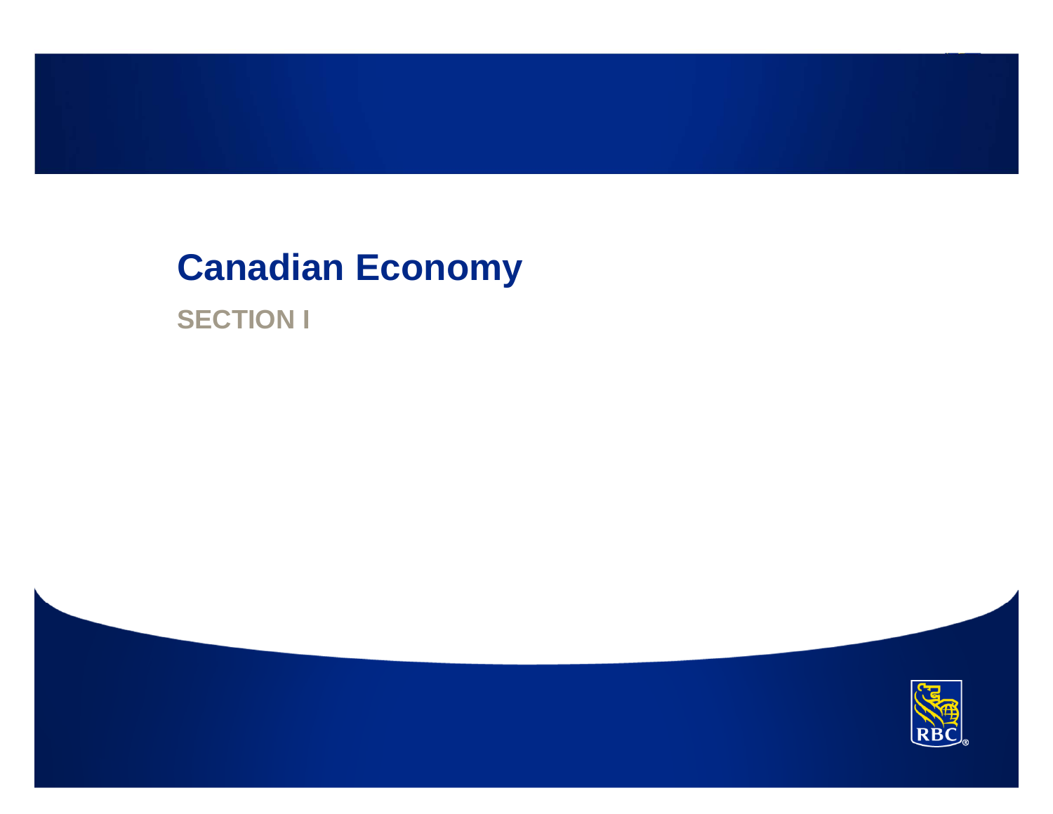# Canadian Economy

## SECTION I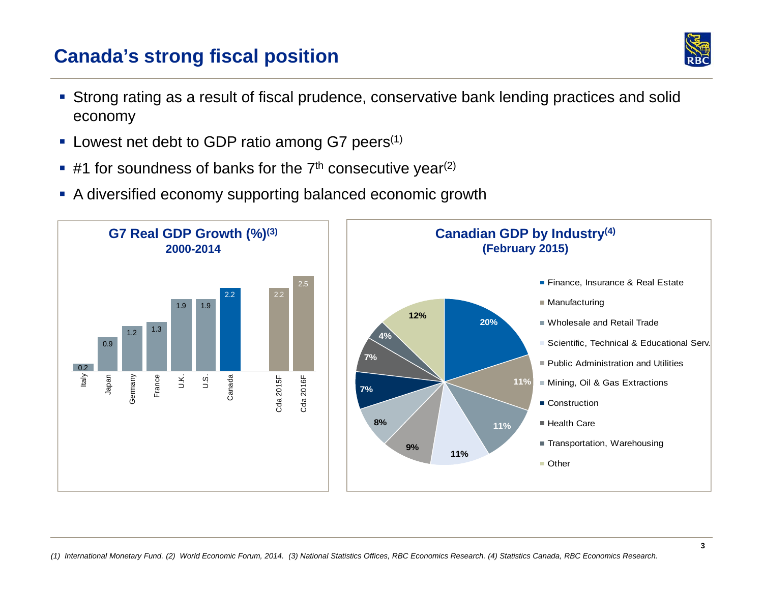# Canada's strong fiscal position

- Strong rating as a result of fiscal prudence, conservative bank lending practices and solid economy
- Lowest net debt to GDP ratio among G7 peers(1)
- #1 for soundness of banks for the 7th consecutive year(2)
- A diversified economy supporting balanced economic growth

**G7 Real GDP Growth (%)(3)**
**2000-2014**

| Country | Growth (%) |
| --- | --- |
| Italy | 0.2 |
| Japan | 0.9 |
| Germany | 1.2 |
| France | 1.3 |
| U.K. | 1.9 |
| U.S. | 1.9 |
| Canada | 2.2 |
| Cda 2015F | 2.2 |
| Cda 2016F | 2.5 |

**Canadian GDP by Industry(4)**
**(February 2015)**

| Industry | Share |
| --- | --- |
| Finance, Insurance & Real Estate | 20% |
| Manufacturing | 11% |
| Wholesale and Retail Trade | 11% |
| Scientific, Technical & Educational Serv. | 11% |
| Public Administration and Utilities | 9% |
| Mining, Oil & Gas Extractions | 8% |
| Construction | 7% |
| Health Care | 7% |
| Transportation, Warehousing | 4% |
| Other | 12% |

*(1) International Monetary Fund. (2) World Economic Forum, 2014. (3) National Statistics Offices, RBC Economics Research. (4) Statistics Canada, RBC Economics Research.*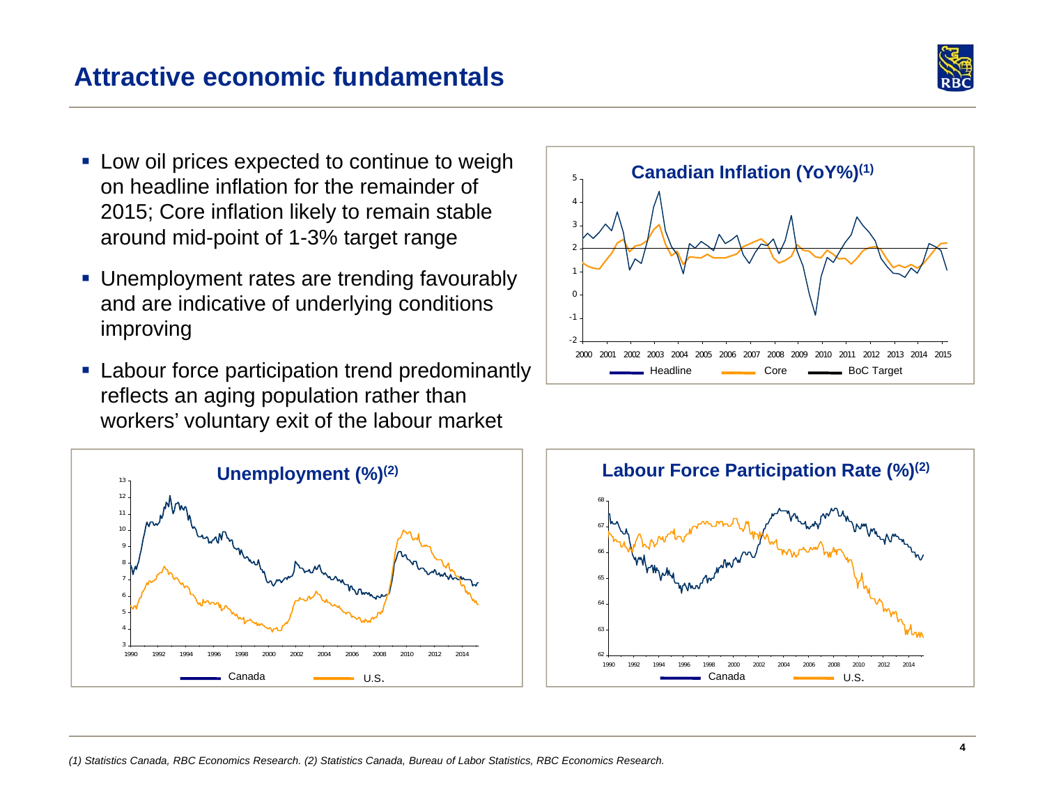# Attractive economic fundamentals

- Low oil prices expected to continue to weigh on headline inflation for the remainder of 2015; Core inflation likely to remain stable around mid-point of 1-3% target range
- Unemployment rates are trending favourably and are indicative of underlying conditions improving
- Labour force participation trend predominantly reflects an aging population rather than workers' voluntary exit of the labour market

**Canadian Inflation (YoY%)[(1)]**

Headline | Core | BoC Target

**Unemployment (%)[(2)]**

Canada | U.S.

**Labour Force Participation Rate (%)[(2)]**

Canada | U.S.

*(1) Statistics Canada, RBC Economics Research. (2) Statistics Canada, Bureau of Labor Statistics, RBC Economics Research.*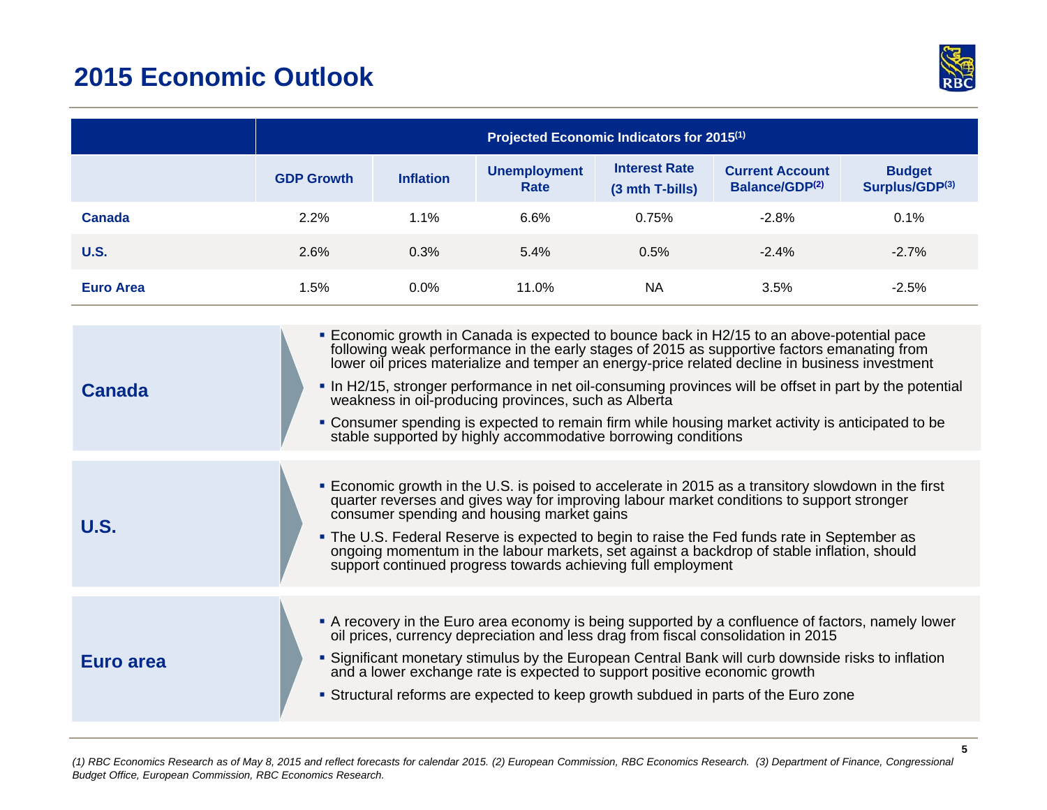# 2015 Economic Outlook

| | Projected Economic Indicators for 2015[1] | | | | | |
|---|---|---|---|---|---|---|
| | GDP Growth | Inflation | Unemployment Rate | Interest Rate (3 mth T-bills) | Current Account Balance/GDP[2] | Budget Surplus/GDP[3] |
| **Canada** | 2.2% | 1.1% | 6.6% | 0.75% | -2.8% | 0.1% |
| **U.S.** | 2.6% | 0.3% | 5.4% | 0.5% | -2.4% | -2.7% |
| **Euro Area** | 1.5% | 0.0% | 11.0% | NA | 3.5% | -2.5% |

## Canada

- Economic growth in Canada is expected to bounce back in H2/15 to an above-potential pace following weak performance in the early stages of 2015 as supportive factors emanating from lower oil prices materialize and temper an energy-price related decline in business investment
- In H2/15, stronger performance in net oil-consuming provinces will be offset in part by the potential weakness in oil-producing provinces, such as Alberta
- Consumer spending is expected to remain firm while housing market activity is anticipated to be stable supported by highly accommodative borrowing conditions

## U.S.

- Economic growth in the U.S. is poised to accelerate in 2015 as a transitory slowdown in the first quarter reverses and gives way for improving labour market conditions to support stronger consumer spending and housing market gains
- The U.S. Federal Reserve is expected to begin to raise the Fed funds rate in September as ongoing momentum in the labour markets, set against a backdrop of stable inflation, should support continued progress towards achieving full employment

## Euro area

- A recovery in the Euro area economy is being supported by a confluence of factors, namely lower oil prices, currency depreciation and less drag from fiscal consolidation in 2015
- Significant monetary stimulus by the European Central Bank will curb downside risks to inflation and a lower exchange rate is expected to support positive economic growth
- Structural reforms are expected to keep growth subdued in parts of the Euro zone

*(1) RBC Economics Research as of May 8, 2015 and reflect forecasts for calendar 2015. (2) European Commission, RBC Economics Research. (3) Department of Finance, Congressional Budget Office, European Commission, RBC Economics Research.*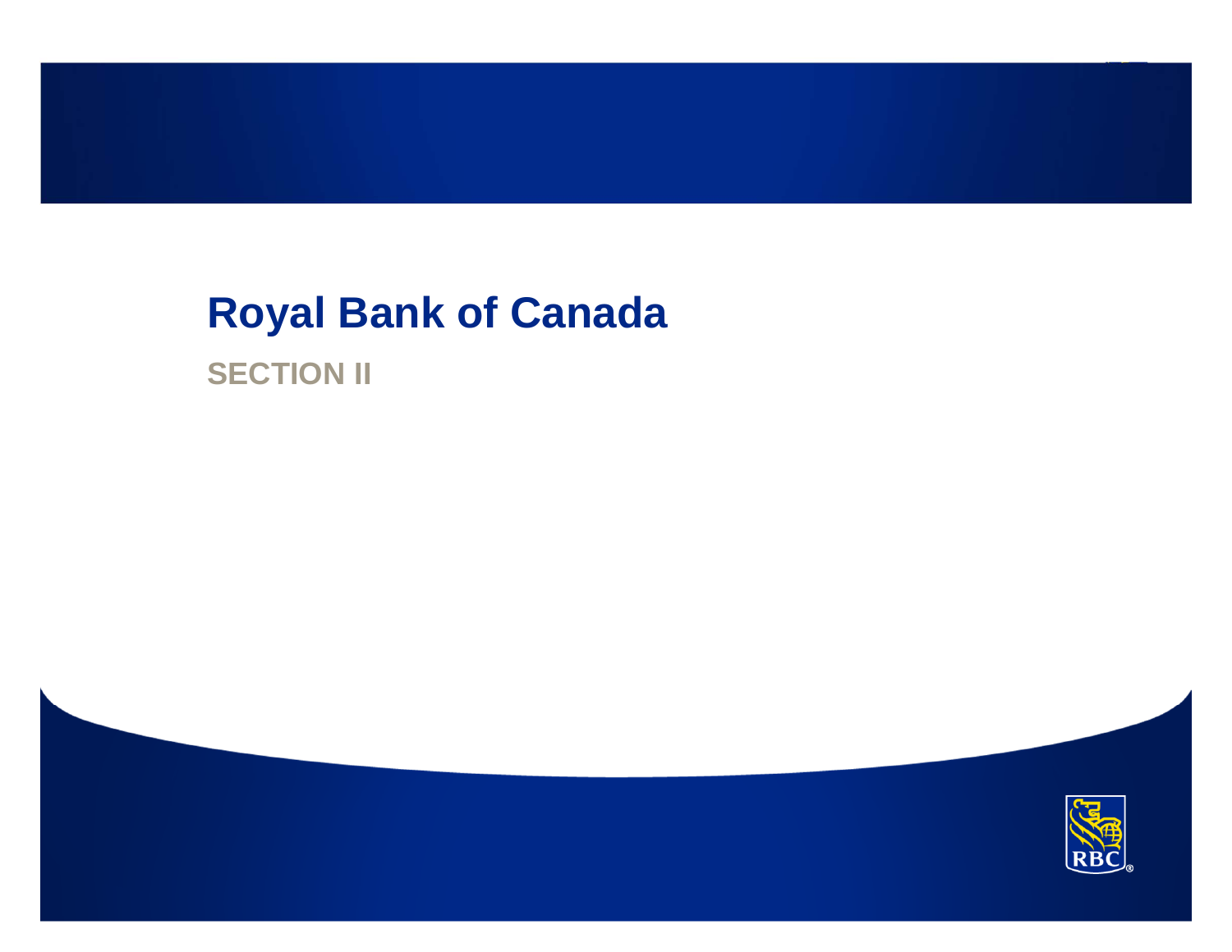# Royal Bank of Canada

## SECTION II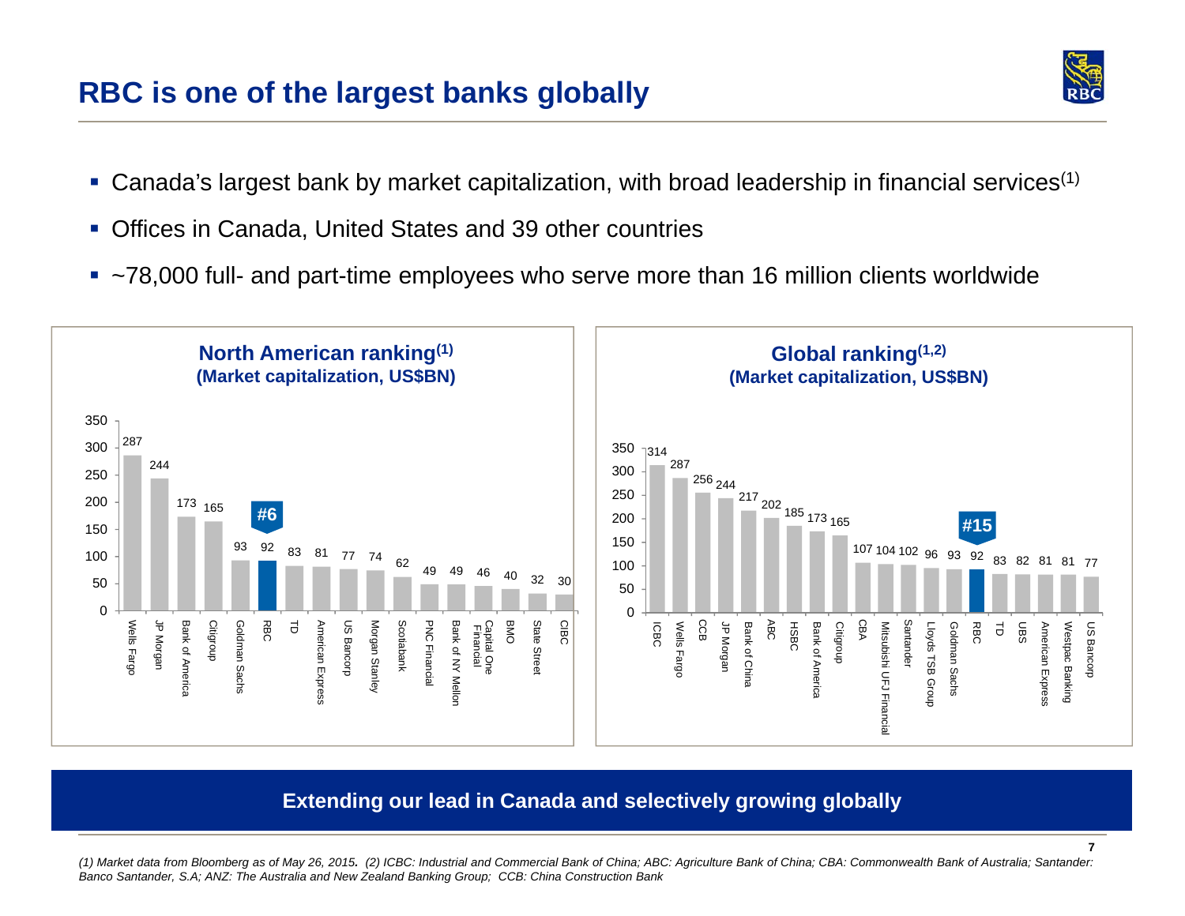# RBC is one of the largest banks globally

- Canada's largest bank by market capitalization, with broad leadership in financial services[1]
- Offices in Canada, United States and 39 other countries
- ~78,000 full- and part-time employees who serve more than 16 million clients worldwide

**North American ranking[1]**
**(Market capitalization, US$BN)**

| Bank | Market cap (US$BN) |
|---|---|
| Wells Fargo | 287 |
| JP Morgan | 244 |
| Bank of America | 173 |
| Citigroup | 165 |
| Goldman Sachs | 93 |
| RBC (#6) | 92 |
| TD | 83 |
| American Express | 81 |
| US Bancorp | 77 |
| Morgan Stanley | 74 |
| Scotiabank | 62 |
| PNC Financial | 49 |
| Bank of NY Mellon | 49 |
| Capital One Financial | 46 |
| BMO | 40 |
| State Street | 32 |
| CIBC | 30 |

**Global ranking[1,2]**
**(Market capitalization, US$BN)**

| Bank | Market cap (US$BN) |
|---|---|
| ICBC | 314 |
| Wells Fargo | 287 |
| CCB | 256 |
| JP Morgan | 244 |
| Bank of China | 217 |
| ABC | 202 |
| HSBC | 185 |
| Bank of America | 173 |
| Citigroup | 165 |
| CBA | 107 |
| Mitsubishi UFJ Financial | 104 |
| Santander | 102 |
| Lloyds TSB Group | 96 |
| Goldman Sachs | 93 |
| RBC (#15) | 92 |
| TD | 83 |
| UBS | 82 |
| American Express | 81 |
| Westpac Banking | 81 |
| US Bancorp | 77 |

**Extending our lead in Canada and selectively growing globally**

*(1) Market data from Bloomberg as of May 26, 2015. (2) ICBC: Industrial and Commercial Bank of China; ABC: Agriculture Bank of China; CBA: Commonwealth Bank of Australia; Santander: Banco Santander, S.A; ANZ: The Australia and New Zealand Banking Group; CCB: China Construction Bank*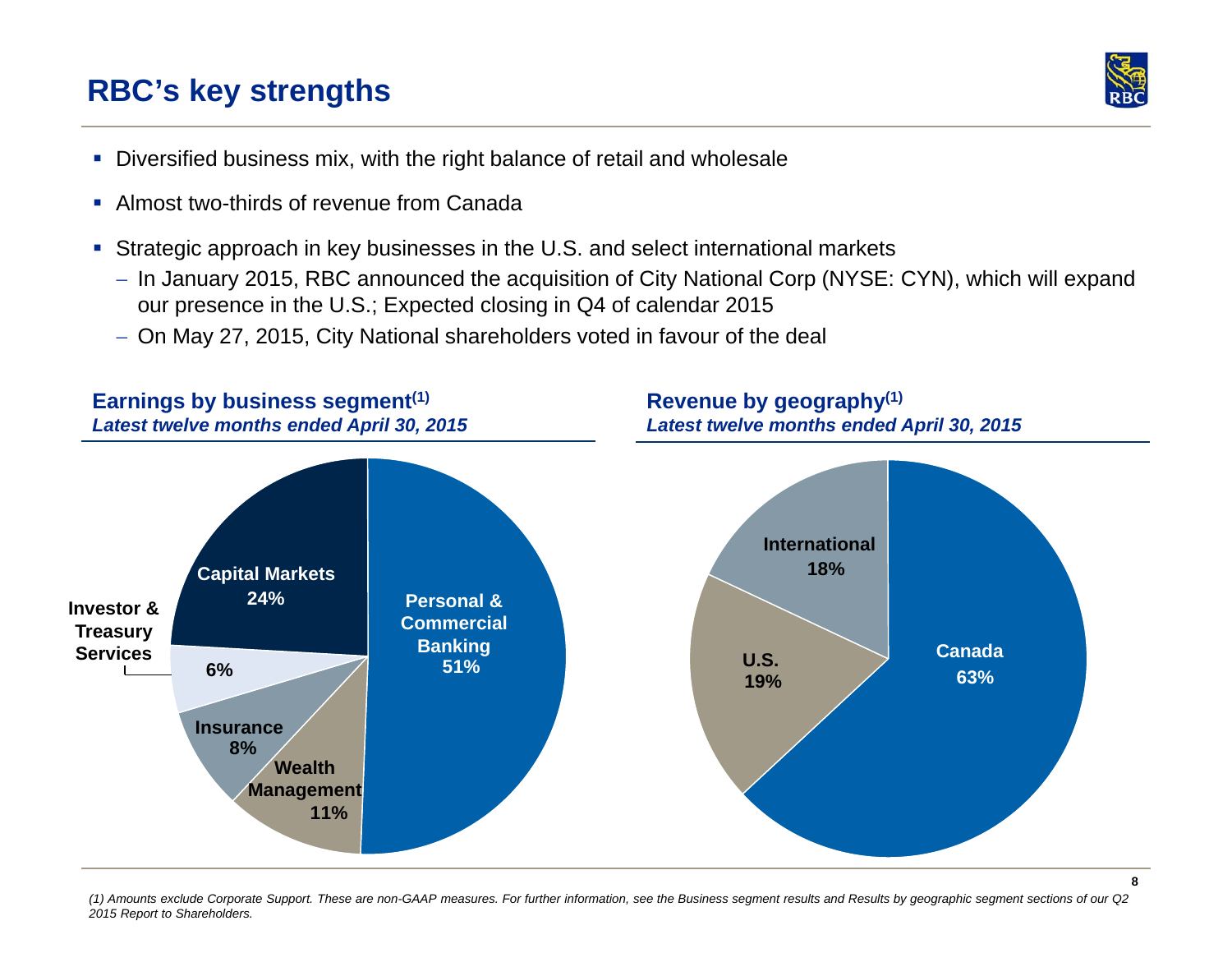# RBC's key strengths

- Diversified business mix, with the right balance of retail and wholesale
- Almost two-thirds of revenue from Canada
- Strategic approach in key businesses in the U.S. and select international markets
  - In January 2015, RBC announced the acquisition of City National Corp (NYSE: CYN), which will expand our presence in the U.S.; Expected closing in Q4 of calendar 2015
  - On May 27, 2015, City National shareholders voted in favour of the deal

**Earnings by business segment[(1)]**
*Latest twelve months ended April 30, 2015*

| Segment | Share |
| --- | --- |
| Personal & Commercial Banking | 51% |
| Capital Markets | 24% |
| Wealth Management | 11% |
| Insurance | 8% |
| Investor & Treasury Services | 6% |

**Revenue by geography[(1)]**
*Latest twelve months ended April 30, 2015*

| Geography | Share |
| --- | --- |
| Canada | 63% |
| U.S. | 19% |
| International | 18% |

*(1) Amounts exclude Corporate Support. These are non-GAAP measures. For further information, see the Business segment results and Results by geographic segment sections of our Q2 2015 Report to Shareholders.*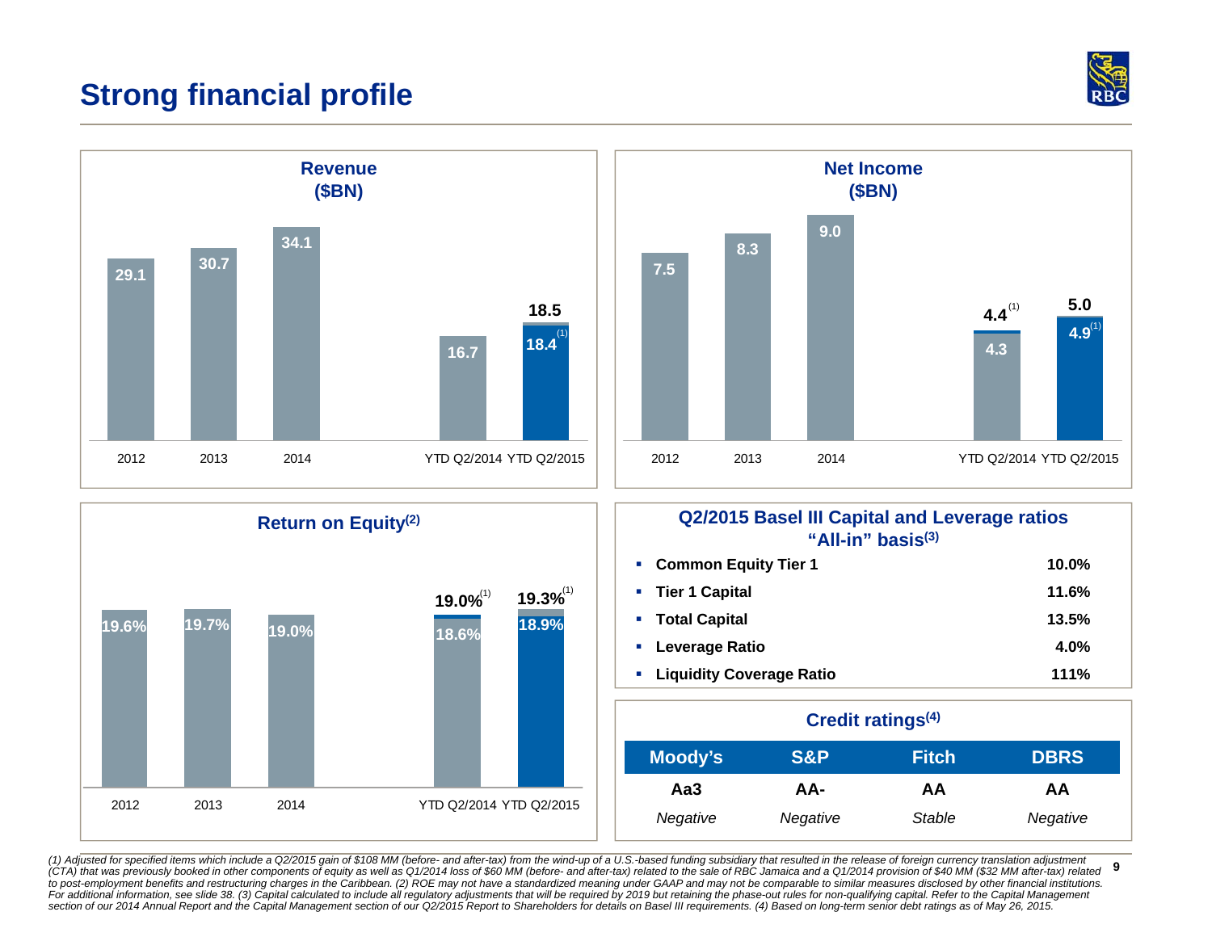# Strong financial profile

## Revenue ($BN)

| | 2012 | 2013 | 2014 | YTD Q2/2014 | YTD Q2/2015 |
|---|---|---|---|---|---|
| Revenue | 29.1 | 30.7 | 34.1 | 16.7 | 18.5 (18.4[1]) |

## Net Income ($BN)

| | 2012 | 2013 | 2014 | YTD Q2/2014 | YTD Q2/2015 |
|---|---|---|---|---|---|
| Net Income | 7.5 | 8.3 | 9.0 | 4.3 (4.4[1]) | 5.0 (4.9[1]) |

## Return on Equity[2]

| | 2012 | 2013 | 2014 | YTD Q2/2014 | YTD Q2/2015 |
|---|---|---|---|---|---|
| ROE | 19.6% | 19.7% | 19.0% | 18.6% (19.0%[1]) | 18.9% (19.3%[1]) |

## Q2/2015 Basel III Capital and Leverage ratios "All-in" basis[3]

- **Common Equity Tier 1** — **10.0%**
- **Tier 1 Capital** — **11.6%**
- **Total Capital** — **13.5%**
- **Leverage Ratio** — **4.0%**
- **Liquidity Coverage Ratio** — **111%**

## Credit ratings[4]

| Moody's | S&P | Fitch | DBRS |
|---|---|---|---|
| **Aa3** | **AA-** | **AA** | **AA** |
| *Negative* | *Negative* | *Stable* | *Negative* |

*(1) Adjusted for specified items which include a Q2/2015 gain of $108 MM (before- and after-tax) from the wind-up of a U.S.-based funding subsidiary that resulted in the release of foreign currency translation adjustment (CTA) that was previously booked in other components of equity as well as Q1/2014 loss of $60 MM (before- and after-tax) related to the sale of RBC Jamaica and a Q1/2014 provision of $40 MM ($32 MM after-tax) related to post-employment benefits and restructuring charges in the Caribbean. (2) ROE may not have a standardized meaning under GAAP and may not be comparable to similar measures disclosed by other financial institutions. For additional information, see slide 38. (3) Capital calculated to include all regulatory adjustments that will be required by 2019 but retaining the phase-out rules for non-qualifying capital. Refer to the Capital Management section of our 2014 Annual Report and the Capital Management section of our Q2/2015 Report to Shareholders for details on Basel III requirements. (4) Based on long-term senior debt ratings as of May 26, 2015.*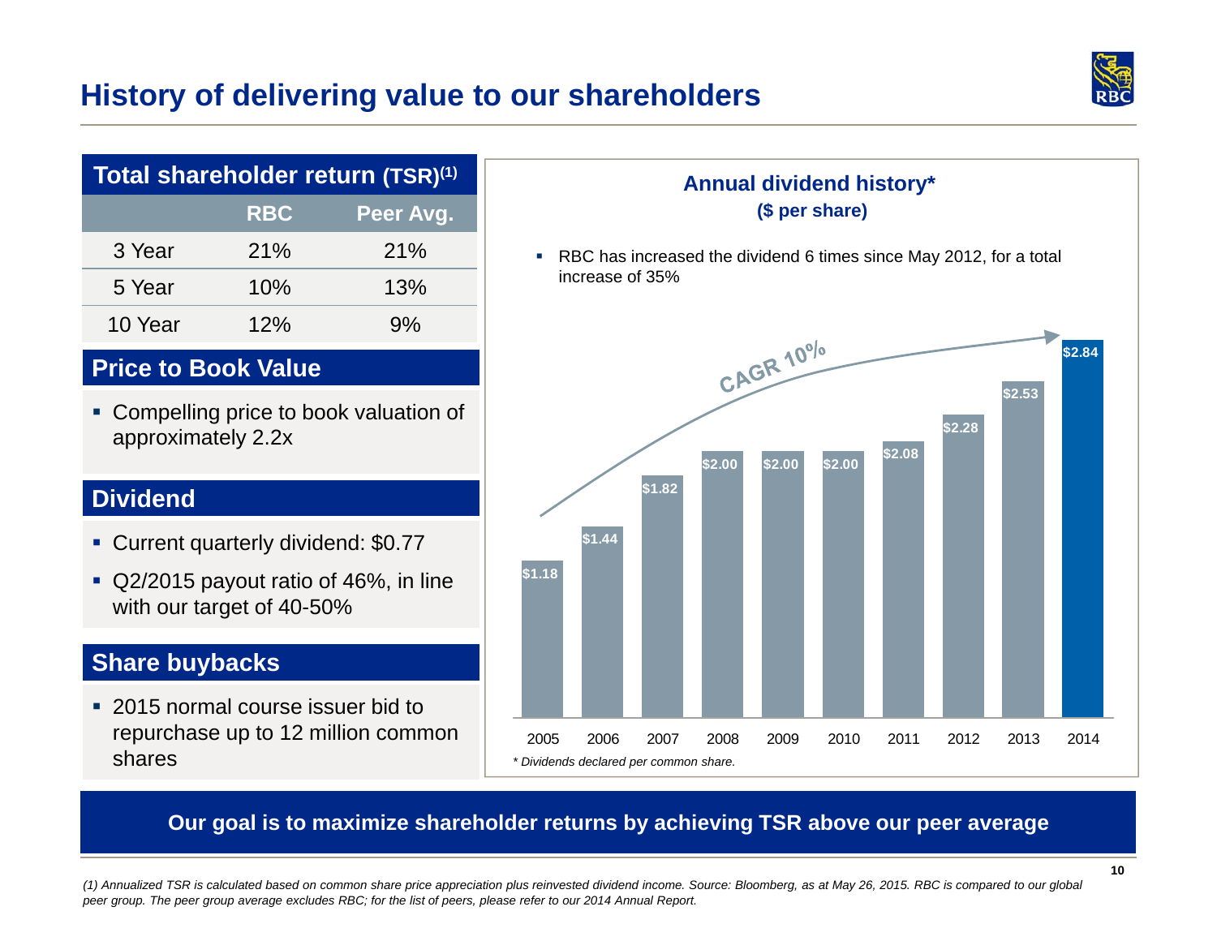# History of delivering value to our shareholders

## Total shareholder return (TSR)[1]

| | RBC | Peer Avg. |
|---|---|---|
| 3 Year | 21% | 21% |
| 5 Year | 10% | 13% |
| 10 Year | 12% | 9% |

## Price to Book Value

- Compelling price to book valuation of approximately 2.2x

## Dividend

- Current quarterly dividend: $0.77
- Q2/2015 payout ratio of 46%, in line with our target of 40-50%

## Share buybacks

- 2015 normal course issuer bid to repurchase up to 12 million common shares

## Annual dividend history*
**($ per share)**

- RBC has increased the dividend 6 times since May 2012, for a total increase of 35%

CAGR 10%

| Year | Dividend |
|---|---|
| 2005 | $1.18 |
| 2006 | $1.44 |
| 2007 | $1.82 |
| 2008 | $2.00 |
| 2009 | $2.00 |
| 2010 | $2.00 |
| 2011 | $2.08 |
| 2012 | $2.28 |
| 2013 | $2.53 |
| 2014 | $2.84 |

*\* Dividends declared per common share.*

**Our goal is to maximize shareholder returns by achieving TSR above our peer average**

*(1) Annualized TSR is calculated based on common share price appreciation plus reinvested dividend income. Source: Bloomberg, as at May 26, 2015. RBC is compared to our global peer group. The peer group average excludes RBC; for the list of peers, please refer to our 2014 Annual Report.*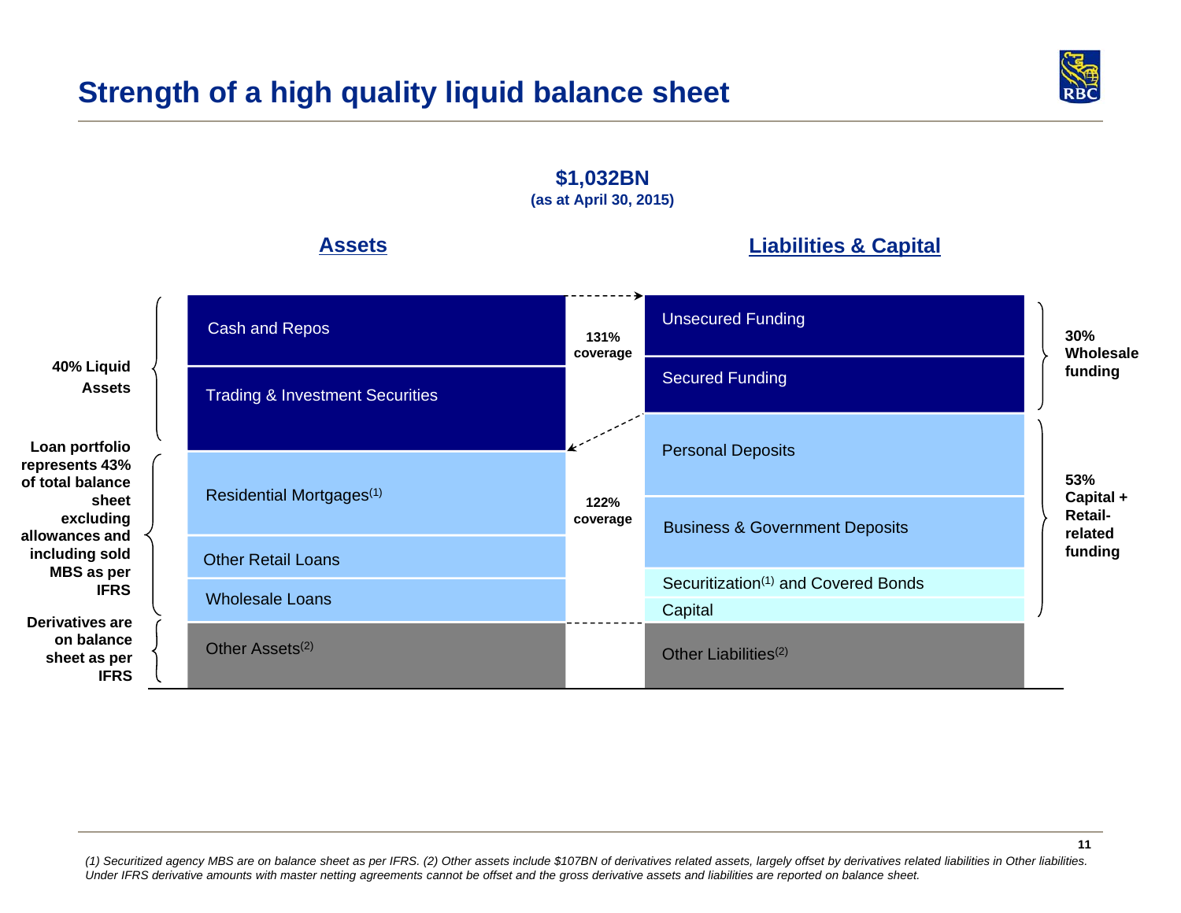# Strength of a high quality liquid balance sheet

**$1,032BN**
**(as at April 30, 2015)**

| | Assets | Coverage | Liabilities & Capital | |
|---|---|---|---|---|
| **40% Liquid Assets** | Cash and Repos | **131% coverage** | Unsecured Funding | **30% Wholesale funding** |
| | Trading & Investment Securities | | Secured Funding | |
| **Loan portfolio represents 43% of total balance sheet excluding allowances and including sold MBS as per IFRS** | Residential Mortgages[1] | **122% coverage** | Personal Deposits | **53% Capital + Retail-related funding** |
| | Other Retail Loans | | Business & Government Deposits | |
| | Wholesale Loans | | Securitization[1] and Covered Bonds | |
| | | | Capital | |
| **Derivatives are on balance sheet as per IFRS** | Other Assets[2] | | Other Liabilities[2] | |

*(1) Securitized agency MBS are on balance sheet as per IFRS. (2) Other assets include $107BN of derivatives related assets, largely offset by derivatives related liabilities in Other liabilities. Under IFRS derivative amounts with master netting agreements cannot be offset and the gross derivative assets and liabilities are reported on balance sheet.*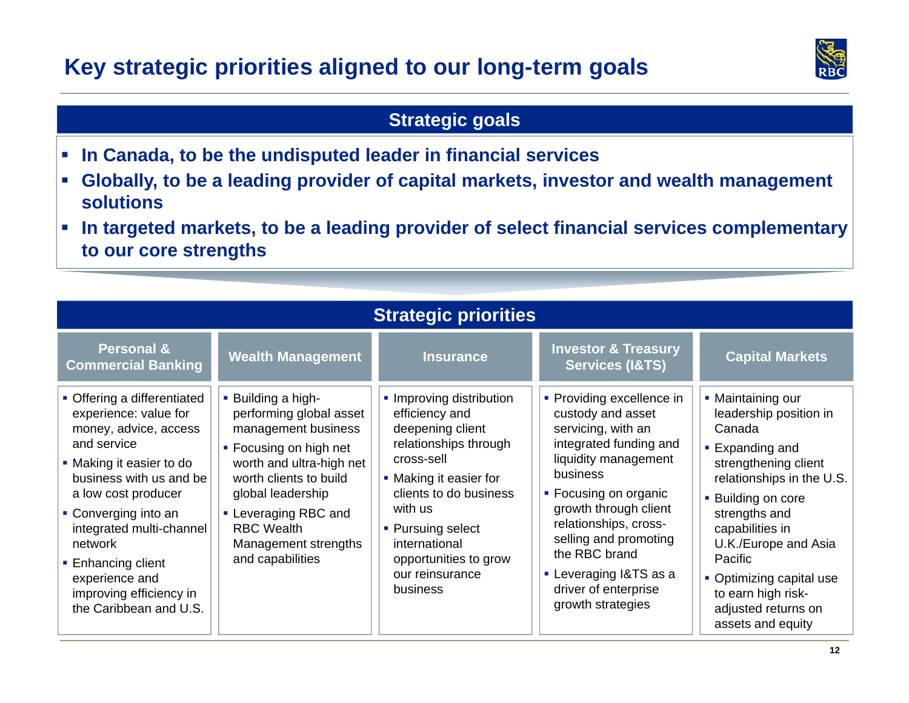# Key strategic priorities aligned to our long-term goals

## Strategic goals

- **In Canada, to be the undisputed leader in financial services**
- **Globally, to be a leading provider of capital markets, investor and wealth management solutions**
- **In targeted markets, to be a leading provider of select financial services complementary to our core strengths**

## Strategic priorities

### Personal & Commercial Banking

- Offering a differentiated experience: value for money, advice, access and service
- Making it easier to do business with us and be a low cost producer
- Converging into an integrated multi-channel network
- Enhancing client experience and improving efficiency in the Caribbean and U.S.

### Wealth Management

- Building a high-performing global asset management business
- Focusing on high net worth and ultra-high net worth clients to build global leadership
- Leveraging RBC and RBC Wealth Management strengths and capabilities

### Insurance

- Improving distribution efficiency and deepening client relationships through cross-sell
- Making it easier for clients to do business with us
- Pursuing select international opportunities to grow our reinsurance business

### Investor & Treasury Services (I&TS)

- Providing excellence in custody and asset servicing, with an integrated funding and liquidity management business
- Focusing on organic growth through client relationships, cross-selling and promoting the RBC brand
- Leveraging I&TS as a driver of enterprise growth strategies

### Capital Markets

- Maintaining our leadership position in Canada
- Expanding and strengthening client relationships in the U.S.
- Building on core strengths and capabilities in U.K./Europe and Asia Pacific
- Optimizing capital use to earn high risk-adjusted returns on assets and equity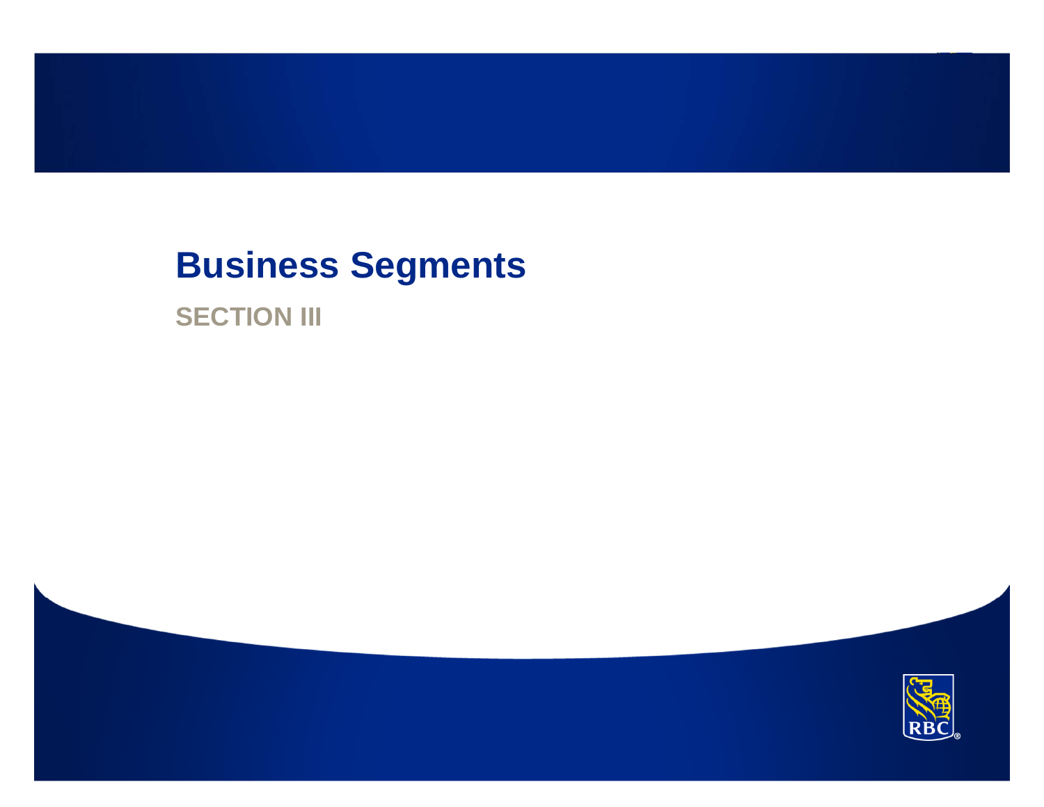# Business Segments

## SECTION III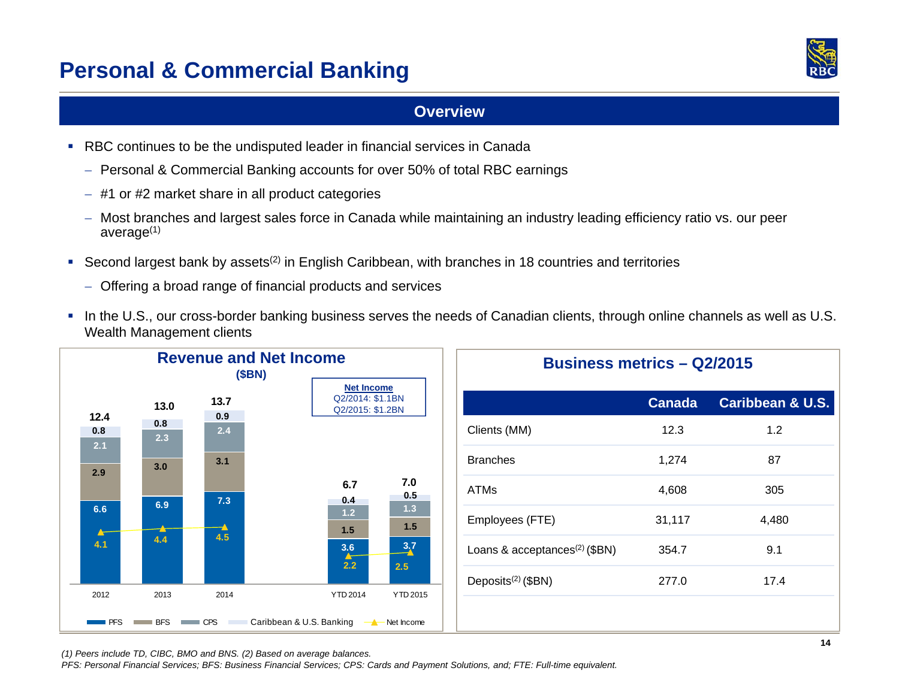# Personal & Commercial Banking

## Overview

- RBC continues to be the undisputed leader in financial services in Canada
  - Personal & Commercial Banking accounts for over 50% of total RBC earnings
  - #1 or #2 market share in all product categories
  - Most branches and largest sales force in Canada while maintaining an industry leading efficiency ratio vs. our peer average[(1)]
- Second largest bank by assets[(2)] in English Caribbean, with branches in 18 countries and territories
  - Offering a broad range of financial products and services
- In the U.S., our cross-border banking business serves the needs of Canadian clients, through online channels as well as U.S. Wealth Management clients

### Revenue and Net Income

($BN)

| | 2012 | 2013 | 2014 | YTD 2014 | YTD 2015 |
|---|---|---|---|---|---|
| PFS | 6.6 | 6.9 | 7.3 | 3.6 | 3.7 |
| BFS | 2.9 | 3.0 | 3.1 | 1.5 | 1.5 |
| CPS | 2.1 | 2.3 | 2.4 | 1.2 | 1.3 |
| Caribbean & U.S. Banking | 0.8 | 0.8 | 0.9 | 0.4 | 0.5 |
| Total | 12.4 | 13.0 | 13.7 | 6.7 | 7.0 |
| Net Income | 4.1 | 4.4 | 4.5 | 2.2 | 2.5 |

**Net Income**
Q2/2014: $1.1BN
Q2/2015: $1.2BN

### Business metrics – Q2/2015

| | Canada | Caribbean & U.S. |
|---|---|---|
| Clients (MM) | 12.3 | 1.2 |
| Branches | 1,274 | 87 |
| ATMs | 4,608 | 305 |
| Employees (FTE) | 31,117 | 4,480 |
| Loans & acceptances[(2)] ($BN) | 354.7 | 9.1 |
| Deposits[(2)] ($BN) | 277.0 | 17.4 |

*(1) Peers include TD, CIBC, BMO and BNS. (2) Based on average balances.*
*PFS: Personal Financial Services; BFS: Business Financial Services; CPS: Cards and Payment Solutions, and; FTE: Full-time equivalent.*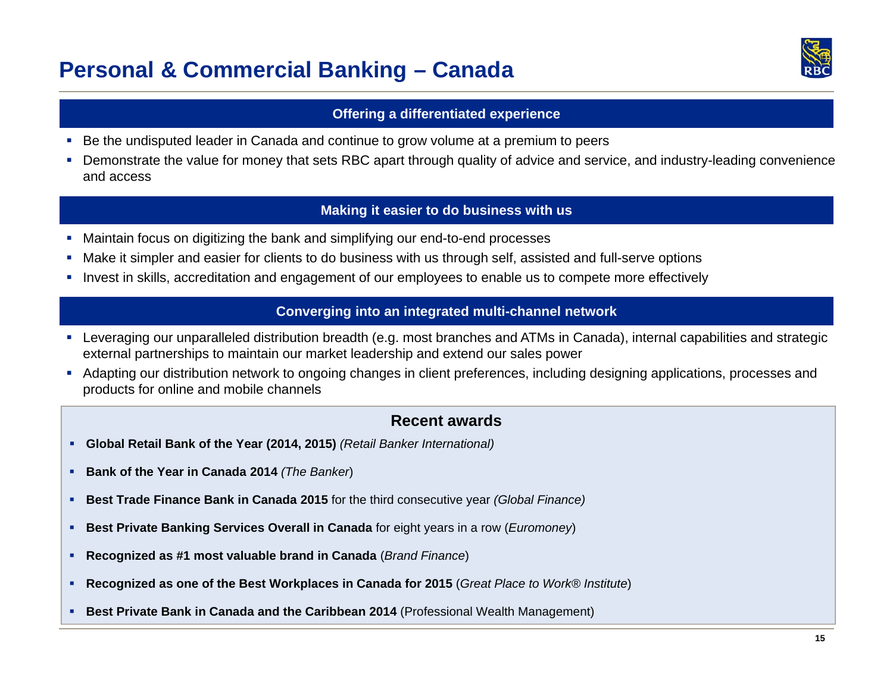# Personal & Commercial Banking – Canada

## Offering a differentiated experience

- Be the undisputed leader in Canada and continue to grow volume at a premium to peers
- Demonstrate the value for money that sets RBC apart through quality of advice and service, and industry-leading convenience and access

## Making it easier to do business with us

- Maintain focus on digitizing the bank and simplifying our end-to-end processes
- Make it simpler and easier for clients to do business with us through self, assisted and full-serve options
- Invest in skills, accreditation and engagement of our employees to enable us to compete more effectively

## Converging into an integrated multi-channel network

- Leveraging our unparalleled distribution breadth (e.g. most branches and ATMs in Canada), internal capabilities and strategic external partnerships to maintain our market leadership and extend our sales power
- Adapting our distribution network to ongoing changes in client preferences, including designing applications, processes and products for online and mobile channels

### Recent awards

- **Global Retail Bank of the Year (2014, 2015)** *(Retail Banker International)*
- **Bank of the Year in Canada 2014** *(The Banker*)
- **Best Trade Finance Bank in Canada 2015** for the third consecutive year *(Global Finance)*
- **Best Private Banking Services Overall in Canada** for eight years in a row (*Euromoney*)
- **Recognized as #1 most valuable brand in Canada** (*Brand Finance*)
- **Recognized as one of the Best Workplaces in Canada for 2015** (*Great Place to Work® Institute*)
- **Best Private Bank in Canada and the Caribbean 2014** (Professional Wealth Management)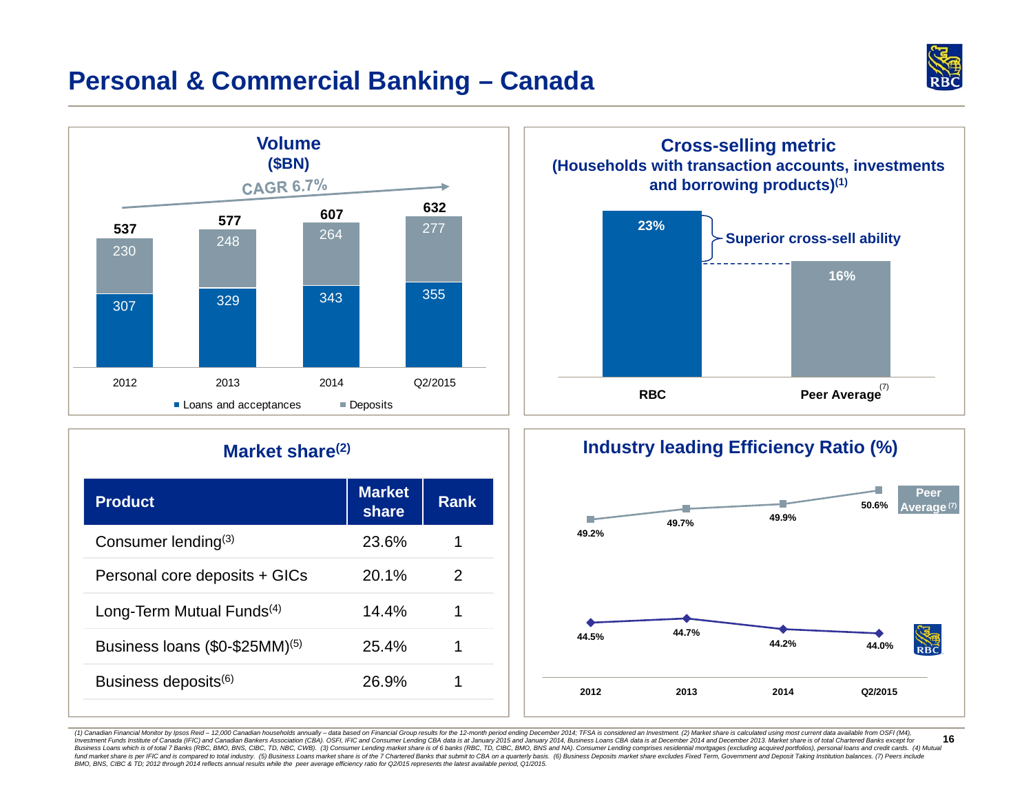# Personal & Commercial Banking – Canada

## Volume ($BN)

CAGR 6.7%

| | 2012 | 2013 | 2014 | Q2/2015 |
|---|---|---|---|---|
| Loans and acceptances | 307 | 329 | 343 | 355 |
| Deposits | 230 | 248 | 264 | 277 |
| Total | 537 | 577 | 607 | 632 |

## Cross-selling metric (Households with transaction accounts, investments and borrowing products)[1]

| | RBC | Peer Average[7] |
|---|---|---|
| Cross-selling metric | 23% | 16% |

Superior cross-sell ability

## Market share[2]

| Product | Market share | Rank |
|---|---|---|
| Consumer lending[3] | 23.6% | 1 |
| Personal core deposits + GICs | 20.1% | 2 |
| Long-Term Mutual Funds[4] | 14.4% | 1 |
| Business loans ($0-$25MM)[5] | 25.4% | 1 |
| Business deposits[6] | 26.9% | 1 |

## Industry leading Efficiency Ratio (%)

| | 2012 | 2013 | 2014 | Q2/2015 |
|---|---|---|---|---|
| Peer Average[7] | 49.2% | 49.7% | 49.9% | 50.6% |
| RBC | 44.5% | 44.7% | 44.2% | 44.0% |

(1) Canadian Financial Monitor by Ipsos Reid – 12,000 Canadian households annually – data based on Financial Group results for the 12-month period ending December 2014; TFSA is considered an Investment. (2) Market share is calculated using most current data available from OSFI (M4), Investment Funds Institute of Canada (IFIC) and Canadian Bankers Association (CBA). OSFI, IFIC and Consumer Lending CBA data is at January 2015 and January 2014, Business Loans CBA data is at December 2014 and December 2013. Market share is of total Chartered Banks except for Business Loans which is of total 7 Banks (RBC, BMO, BNS, CIBC, TD, NBC, CWB). (3) Consumer Lending market share is of 6 banks (RBC, TD, CIBC, BMO, BNS and NA). Consumer Lending comprises residential mortgages (excluding acquired portfolios), personal loans and credit cards. (4) Mutual fund market share is per IFIC and is compared to total industry. (5) Business Loans market share is of the 7 Chartered Banks that submit to CBA on a quarterly basis. (6) Business Deposits market share excludes Fixed Term, Government and Deposit Taking Institution balances. (7) Peers include BMO, BNS, CIBC & TD; 2012 through 2014 reflects annual results while the peer average efficiency ratio for Q2/2015 represents the latest available period, Q1/2015.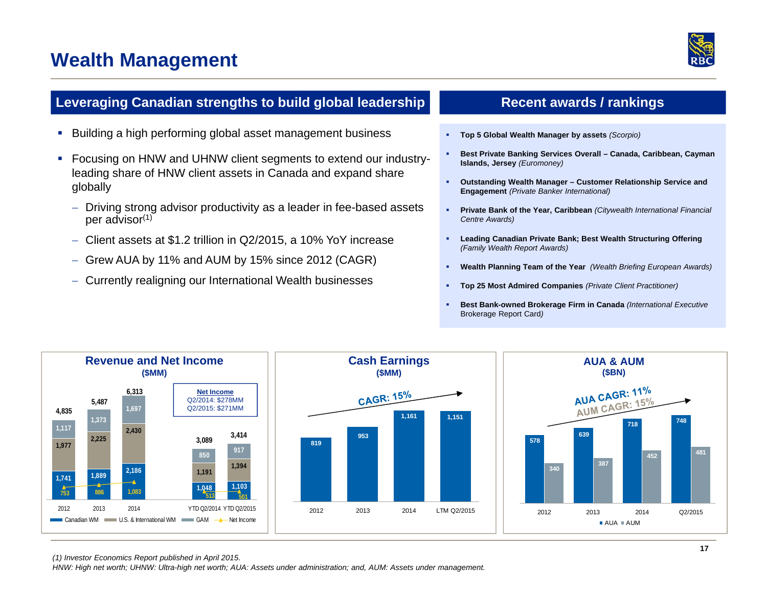# Wealth Management

## Leveraging Canadian strengths to build global leadership

- Building a high performing global asset management business
- Focusing on HNW and UHNW client segments to extend our industry-leading share of HNW client assets in Canada and expand share globally
  - Driving strong advisor productivity as a leader in fee-based assets per advisor[1]
  - Client assets at $1.2 trillion in Q2/2015, a 10% YoY increase
  - Grew AUA by 11% and AUM by 15% since 2012 (CAGR)
  - Currently realigning our International Wealth businesses

## Recent awards / rankings

- **Top 5 Global Wealth Manager by assets** *(Scorpio)*
- **Best Private Banking Services Overall – Canada, Caribbean, Cayman Islands, Jersey** *(Euromoney)*
- **Outstanding Wealth Manager – Customer Relationship Service and Engagement** *(Private Banker International)*
- **Private Bank of the Year, Caribbean** *(Citywealth International Financial Centre Awards)*
- **Leading Canadian Private Bank; Best Wealth Structuring Offering** *(Family Wealth Report Awards)*
- **Wealth Planning Team of the Year** *(Wealth Briefing European Awards)*
- **Top 25 Most Admired Companies** *(Private Client Practitioner)*
- **Best Bank-owned Brokerage Firm in Canada** *(International Executive Brokerage Report Card)*

### Revenue and Net Income ($MM)

| | 2012 | 2013 | 2014 | YTD Q2/2014 | YTD Q2/2015 |
|---|---|---|---|---|---|
| Canadian WM | 1,741 | 1,889 | 2,186 | 1,048 | 1,103 |
| U.S. & International WM | 1,977 | 2,225 | 2,430 | 1,191 | 1,394 |
| GAM | 1,117 | 1,373 | 1,697 | 850 | 917 |
| Total | 4,835 | 5,487 | 6,313 | 3,089 | 3,414 |
| Net Income | 753 | 886 | 1,083 | 513 | 501 |

**Net Income**
Q2/2014: $278MM
Q2/2015: $271MM

### Cash Earnings ($MM)

CAGR: 15%

| 2012 | 2013 | 2014 | LTM Q2/2015 |
|---|---|---|---|
| 819 | 953 | 1,161 | 1,151 |

### AUA & AUM ($BN)

AUA CAGR: 11%
AUM CAGR: 15%

| | 2012 | 2013 | 2014 | Q2/2015 |
|---|---|---|---|---|
| AUA | 578 | 639 | 718 | 748 |
| AUM | 340 | 387 | 452 | 481 |

*(1) Investor Economics Report published in April 2015.*
*HNW: High net worth; UHNW: Ultra-high net worth; AUA: Assets under administration; and, AUM: Assets under management.*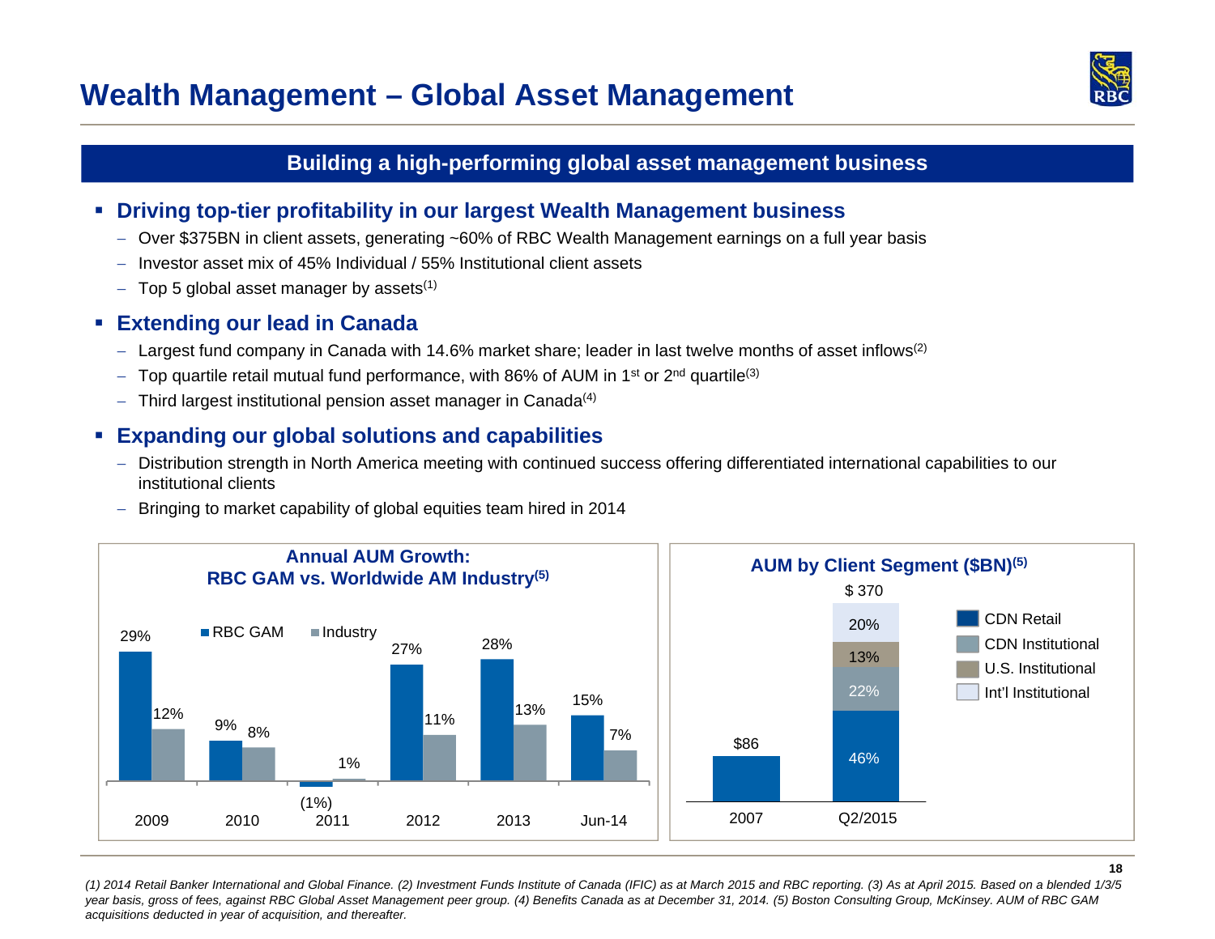# Wealth Management – Global Asset Management

## Building a high-performing global asset management business

- **Driving top-tier profitability in our largest Wealth Management business**
  - Over $375BN in client assets, generating ~60% of RBC Wealth Management earnings on a full year basis
  - Investor asset mix of 45% Individual / 55% Institutional client assets
  - Top 5 global asset manager by assets[(1)]
- **Extending our lead in Canada**
  - Largest fund company in Canada with 14.6% market share; leader in last twelve months of asset inflows[(2)]
  - Top quartile retail mutual fund performance, with 86% of AUM in 1st or 2nd quartile[(3)]
  - Third largest institutional pension asset manager in Canada[(4)]
- **Expanding our global solutions and capabilities**
  - Distribution strength in North America meeting with continued success offering differentiated international capabilities to our institutional clients
  - Bringing to market capability of global equities team hired in 2014

**Annual AUM Growth: RBC GAM vs. Worldwide AM Industry[(5)]**

| | 2009 | 2010 | 2011 | 2012 | 2013 | Jun-14 |
|---|---|---|---|---|---|---|
| RBC GAM | 29% | 9% | (1%) | 27% | 28% | 15% |
| Industry | 12% | 8% | 1% | 11% | 13% | 7% |

**AUM by Client Segment ($BN)[(5)]**

| | 2007 | Q2/2015 |
|---|---|---|
| Total | $86 | $ 370 |
| CDN Retail | | 46% |
| CDN Institutional | | 22% |
| U.S. Institutional | | 13% |
| Int'l Institutional | | 20% |

*(1) 2014 Retail Banker International and Global Finance. (2) Investment Funds Institute of Canada (IFIC) as at March 2015 and RBC reporting. (3) As at April 2015. Based on a blended 1/3/5 year basis, gross of fees, against RBC Global Asset Management peer group. (4) Benefits Canada as at December 31, 2014. (5) Boston Consulting Group, McKinsey. AUM of RBC GAM acquisitions deducted in year of acquisition, and thereafter.*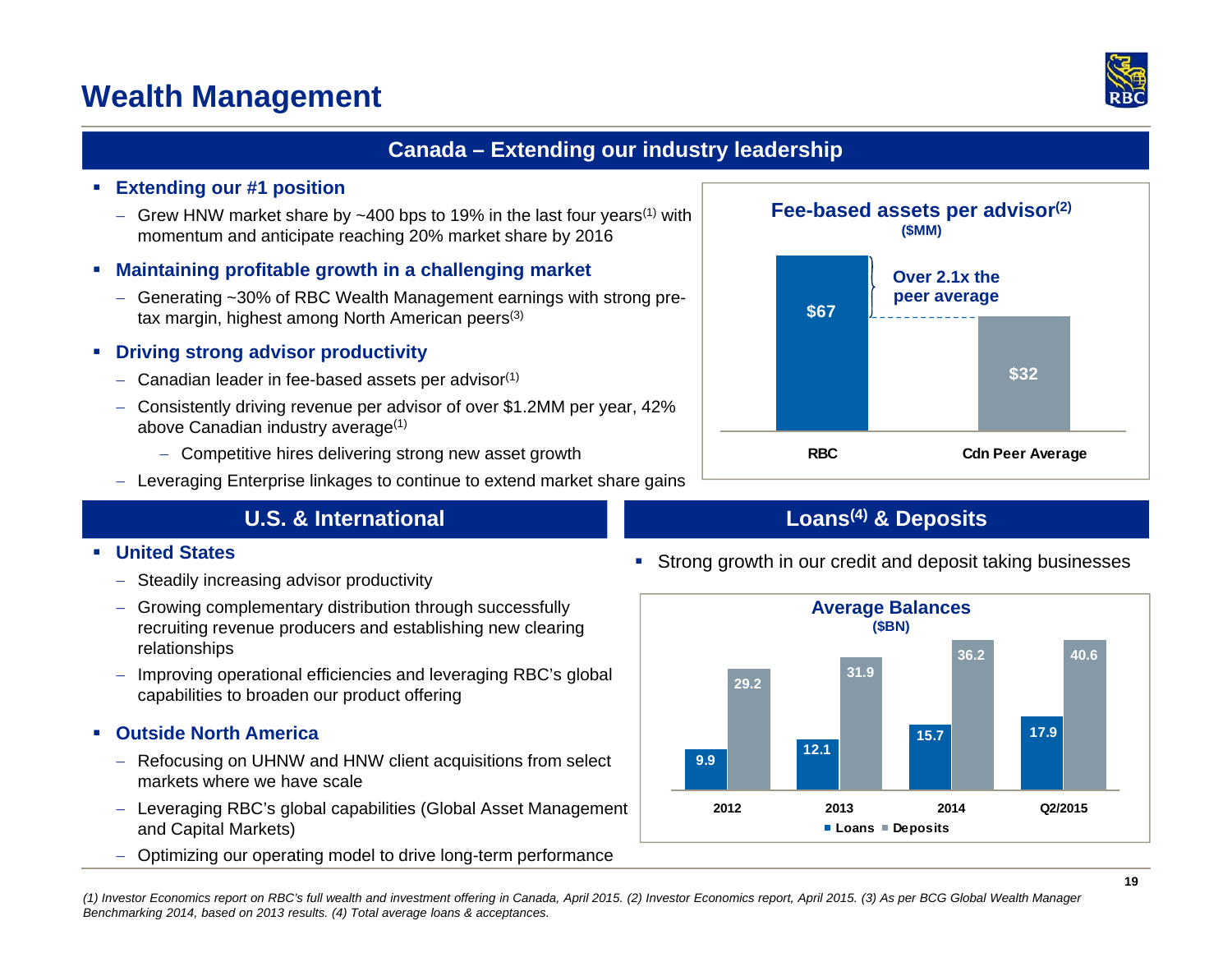# Wealth Management

## Canada – Extending our industry leadership

- **Extending our #1 position**
  - Grew HNW market share by ~400 bps to 19% in the last four years[1] with momentum and anticipate reaching 20% market share by 2016
- **Maintaining profitable growth in a challenging market**
  - Generating ~30% of RBC Wealth Management earnings with strong pre-tax margin, highest among North American peers[3]
- **Driving strong advisor productivity**
  - Canadian leader in fee-based assets per advisor[1]
  - Consistently driving revenue per advisor of over $1.2MM per year, 42% above Canadian industry average[1]
    - Competitive hires delivering strong new asset growth
  - Leveraging Enterprise linkages to continue to extend market share gains

**Fee-based assets per advisor[2]** ($MM)

| | Fee-based assets per advisor ($MM) |
|---|---|
| RBC | $67 |
| Cdn Peer Average | $32 |

Over 2.1x the peer average

## U.S. & International

- **United States**
  - Steadily increasing advisor productivity
  - Growing complementary distribution through successfully recruiting revenue producers and establishing new clearing relationships
  - Improving operational efficiencies and leveraging RBC's global capabilities to broaden our product offering
- **Outside North America**
  - Refocusing on UHNW and HNW client acquisitions from select markets where we have scale
  - Leveraging RBC's global capabilities (Global Asset Management and Capital Markets)
  - Optimizing our operating model to drive long-term performance

## Loans[4] & Deposits

- Strong growth in our credit and deposit taking businesses

**Average Balances** ($BN)

| | 2012 | 2013 | 2014 | Q2/2015 |
|---|---|---|---|---|
| Loans | 9.9 | 12.1 | 15.7 | 17.9 |
| Deposits | 29.2 | 31.9 | 36.2 | 40.6 |

*(1) Investor Economics report on RBC's full wealth and investment offering in Canada, April 2015. (2) Investor Economics report, April 2015. (3) As per BCG Global Wealth Manager Benchmarking 2014, based on 2013 results. (4) Total average loans & acceptances.*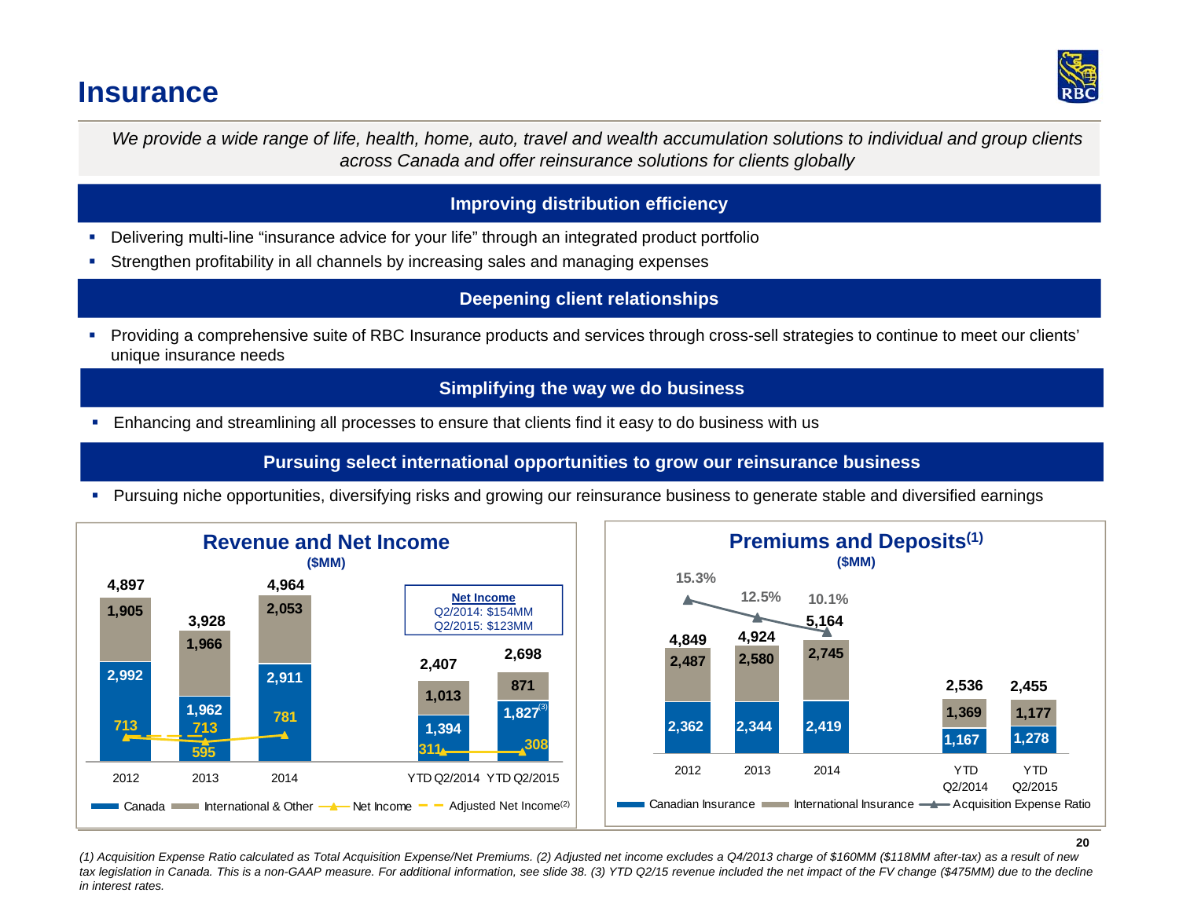# Insurance

*We provide a wide range of life, health, home, auto, travel and wealth accumulation solutions to individual and group clients across Canada and offer reinsurance solutions for clients globally*

## Improving distribution efficiency

- Delivering multi-line "insurance advice for your life" through an integrated product portfolio
- Strengthen profitability in all channels by increasing sales and managing expenses

## Deepening client relationships

- Providing a comprehensive suite of RBC Insurance products and services through cross-sell strategies to continue to meet our clients' unique insurance needs

## Simplifying the way we do business

- Enhancing and streamlining all processes to ensure that clients find it easy to do business with us

## Pursuing select international opportunities to grow our reinsurance business

- Pursuing niche opportunities, diversifying risks and growing our reinsurance business to generate stable and diversified earnings

### Revenue and Net Income

($MM)

| | 2012 | 2013 | 2014 | YTD Q2/2014 | YTD Q2/2015 |
|---|---|---|---|---|---|
| Canada | 2,992 | 1,962 | 2,911 | 1,394 | 1,827[3] |
| International & Other | 1,905 | 1,966 | 2,053 | 1,013 | 871 |
| Total | 4,897 | 3,928 | 4,964 | 2,407 | 2,698 |
| Net Income | 713 | 595 | 781 | 311 | 308 |
| Adjusted Net Income[2] | 713 | 713 | | | |

**Net Income**
Q2/2014: $154MM
Q2/2015: $123MM

### Premiums and Deposits[1]

($MM)

| | 2012 | 2013 | 2014 | YTD Q2/2014 | YTD Q2/2015 |
|---|---|---|---|---|---|
| Canadian Insurance | 2,362 | 2,344 | 2,419 | 1,167 | 1,278 |
| International Insurance | 2,487 | 2,580 | 2,745 | 1,369 | 1,177 |
| Total | 4,849 | 4,924 | 5,164 | 2,536 | 2,455 |
| Acquisition Expense Ratio | 15.3% | 12.5% | 10.1% | | |

*(1) Acquisition Expense Ratio calculated as Total Acquisition Expense/Net Premiums. (2) Adjusted net income excludes a Q4/2013 charge of $160MM ($118MM after-tax) as a result of new tax legislation in Canada. This is a non-GAAP measure. For additional information, see slide 38. (3) YTD Q2/15 revenue included the net impact of the FV change ($475MM) due to the decline in interest rates.*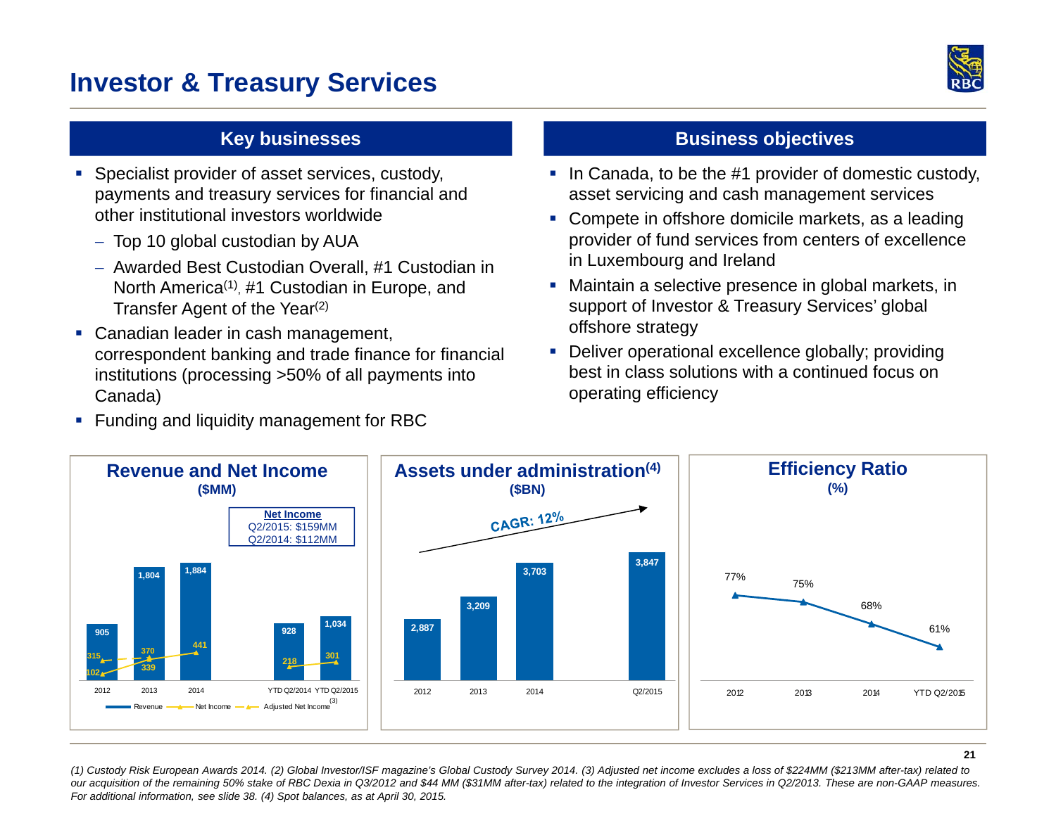# Investor & Treasury Services

## Key businesses

- Specialist provider of asset services, custody, payments and treasury services for financial and other institutional investors worldwide
  - Top 10 global custodian by AUA
  - Awarded Best Custodian Overall, #1 Custodian in North America[(1)], #1 Custodian in Europe, and Transfer Agent of the Year[(2)]
- Canadian leader in cash management, correspondent banking and trade finance for financial institutions (processing >50% of all payments into Canada)
- Funding and liquidity management for RBC

## Business objectives

- In Canada, to be the #1 provider of domestic custody, asset servicing and cash management services
- Compete in offshore domicile markets, as a leading provider of fund services from centers of excellence in Luxembourg and Ireland
- Maintain a selective presence in global markets, in support of Investor & Treasury Services' global offshore strategy
- Deliver operational excellence globally; providing best in class solutions with a continued focus on operating efficiency

### Revenue and Net Income ($MM)

**Net Income**
Q2/2015: $159MM
Q2/2014: $112MM

| | 2012 | 2013 | 2014 | YTD Q2/2014 | YTD Q2/2015 |
|---|---|---|---|---|---|
| Revenue | 905 | 1,804 | 1,884 | 928 | 1,034 |
| Net Income | 102 | 339 | 441 | 218 | 301 |
| Adjusted Net Income[(3)] | 315 | 370 | | | |

### Assets under administration[(4)] ($BN)

CAGR: 12%

| 2012 | 2013 | 2014 | Q2/2015 |
|---|---|---|---|
| 2,887 | 3,209 | 3,703 | 3,847 |

### Efficiency Ratio (%)

| 2012 | 2013 | 2014 | YTD Q2/2015 |
|---|---|---|---|
| 77% | 75% | 68% | 61% |

*(1) Custody Risk European Awards 2014. (2) Global Investor/ISF magazine's Global Custody Survey 2014. (3) Adjusted net income excludes a loss of $224MM ($213MM after-tax) related to our acquisition of the remaining 50% stake of RBC Dexia in Q3/2012 and $44 MM ($31MM after-tax) related to the integration of Investor Services in Q2/2013. These are non-GAAP measures. For additional information, see slide 38. (4) Spot balances, as at April 30, 2015.*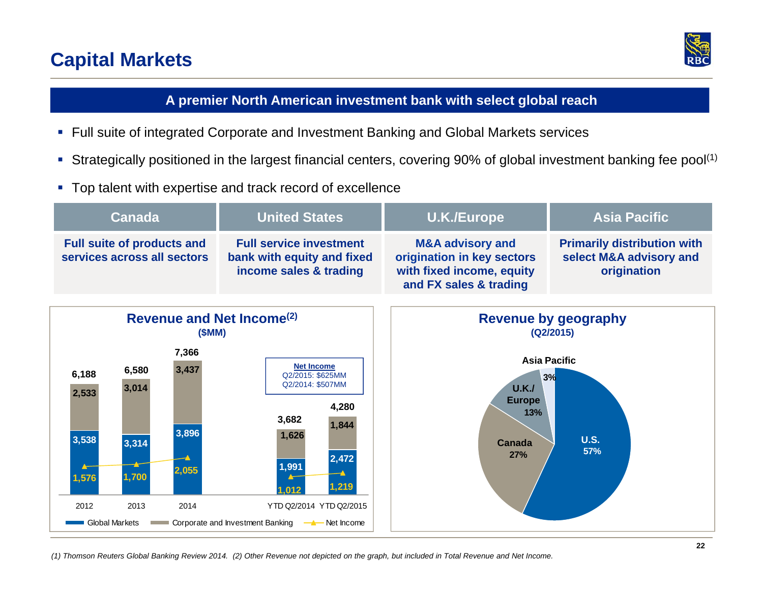# Capital Markets

**A premier North American investment bank with select global reach**

- Full suite of integrated Corporate and Investment Banking and Global Markets services
- Strategically positioned in the largest financial centers, covering 90% of global investment banking fee pool[1]
- Top talent with expertise and track record of excellence

| Canada | United States | U.K./Europe | Asia Pacific |
|---|---|---|---|
| **Full suite of products and services across all sectors** | **Full service investment bank with equity and fixed income sales & trading** | **M&A advisory and origination in key sectors with fixed income, equity and FX sales & trading** | **Primarily distribution with select M&A advisory and origination** |

## Revenue and Net Income[2]

**($MM)**

| | 2012 | 2013 | 2014 | YTD Q2/2014 | YTD Q2/2015 |
|---|---|---|---|---|---|
| Global Markets | 3,538 | 3,314 | 3,896 | 1,991 | 2,472 |
| Corporate and Investment Banking | 2,533 | 3,014 | 3,437 | 1,626 | 1,844 |
| Total | 6,188 | 6,580 | 7,366 | 3,682 | 4,280 |
| Net Income | 1,576 | 1,700 | 2,055 | 1,012 | 1,219 |

**Net Income**
Q2/2015: $625MM
Q2/2014: $507MM

## Revenue by geography

**(Q2/2015)**

| Region | Share |
|---|---|
| U.S. | 57% |
| Canada | 27% |
| U.K./Europe | 13% |
| Asia Pacific | 3% |

*(1) Thomson Reuters Global Banking Review 2014. (2) Other Revenue not depicted on the graph, but included in Total Revenue and Net Income.*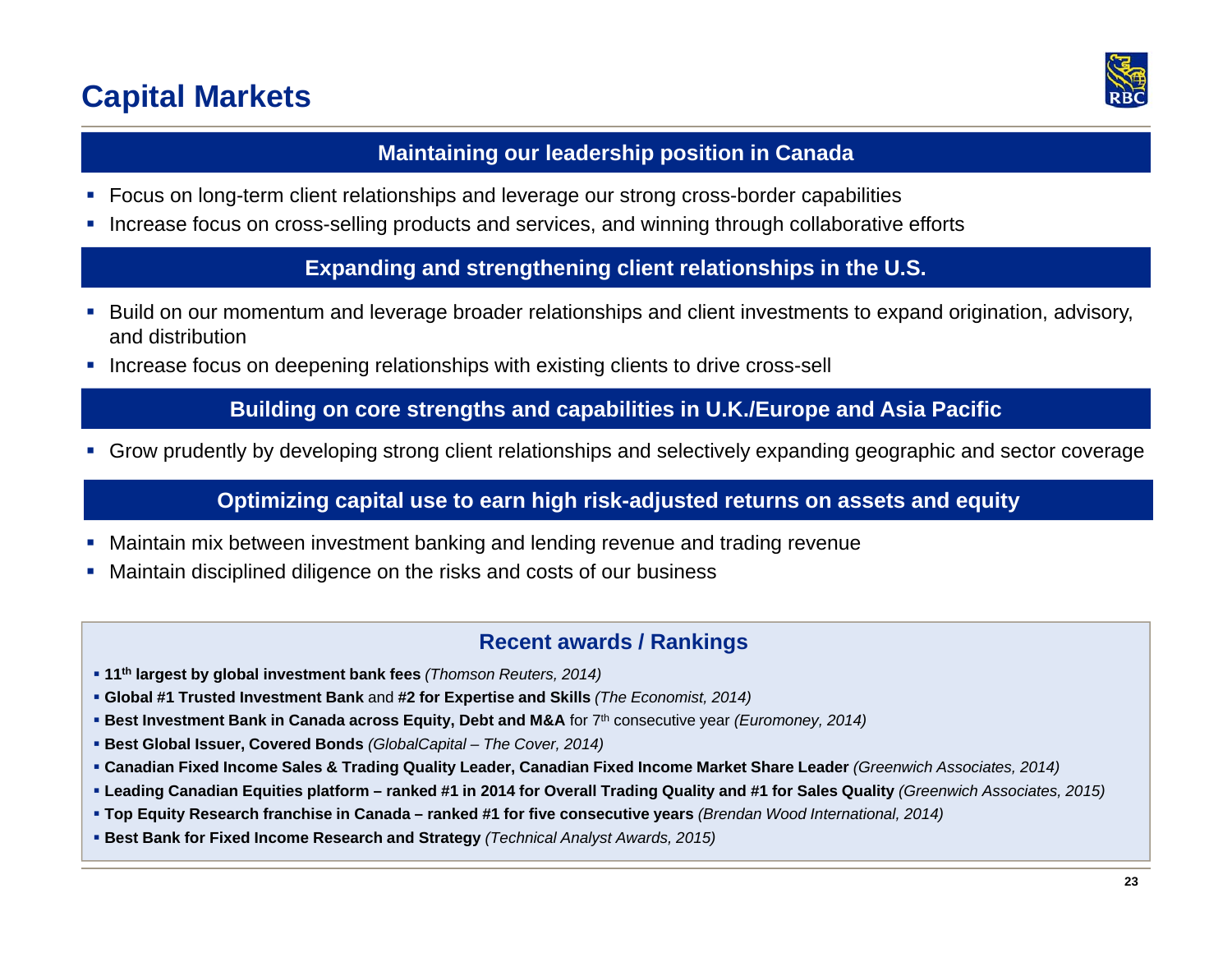# Capital Markets

## Maintaining our leadership position in Canada

- Focus on long-term client relationships and leverage our strong cross-border capabilities
- Increase focus on cross-selling products and services, and winning through collaborative efforts

## Expanding and strengthening client relationships in the U.S.

- Build on our momentum and leverage broader relationships and client investments to expand origination, advisory, and distribution
- Increase focus on deepening relationships with existing clients to drive cross-sell

## Building on core strengths and capabilities in U.K./Europe and Asia Pacific

- Grow prudently by developing strong client relationships and selectively expanding geographic and sector coverage

## Optimizing capital use to earn high risk-adjusted returns on assets and equity

- Maintain mix between investment banking and lending revenue and trading revenue
- Maintain disciplined diligence on the risks and costs of our business

### Recent awards / Rankings

- **11th largest by global investment bank fees** *(Thomson Reuters, 2014)*
- **Global #1 Trusted Investment Bank** and **#2 for Expertise and Skills** *(The Economist, 2014)*
- **Best Investment Bank in Canada across Equity, Debt and M&A** for 7th consecutive year *(Euromoney, 2014)*
- **Best Global Issuer, Covered Bonds** *(GlobalCapital – The Cover, 2014)*
- **Canadian Fixed Income Sales & Trading Quality Leader, Canadian Fixed Income Market Share Leader** *(Greenwich Associates, 2014)*
- **Leading Canadian Equities platform – ranked #1 in 2014 for Overall Trading Quality and #1 for Sales Quality** *(Greenwich Associates, 2015)*
- **Top Equity Research franchise in Canada – ranked #1 for five consecutive years** *(Brendan Wood International, 2014)*
- **Best Bank for Fixed Income Research and Strategy** *(Technical Analyst Awards, 2015)*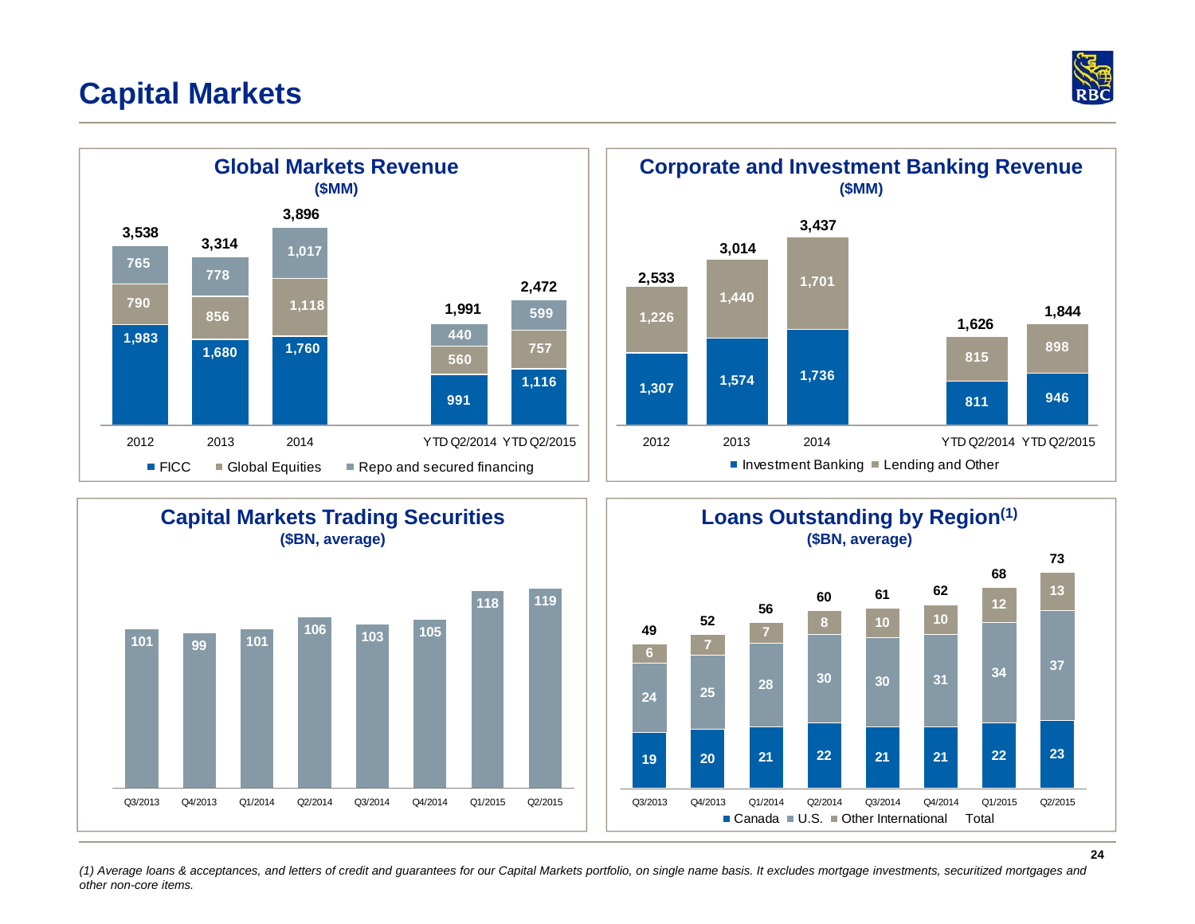# Capital Markets

## Global Markets Revenue

($MM)

| | 2012 | 2013 | 2014 | YTD Q2/2014 | YTD Q2/2015 |
|---|---|---|---|---|---|
| FICC | 1,983 | 1,680 | 1,760 | 991 | 1,116 |
| Global Equities | 790 | 856 | 1,118 | 560 | 757 |
| Repo and secured financing | 765 | 778 | 1,017 | 440 | 599 |
| Total | 3,538 | 3,314 | 3,896 | 1,991 | 2,472 |

## Corporate and Investment Banking Revenue

($MM)

| | 2012 | 2013 | 2014 | YTD Q2/2014 | YTD Q2/2015 |
|---|---|---|---|---|---|
| Investment Banking | 1,307 | 1,574 | 1,736 | 811 | 946 |
| Lending and Other | 1,226 | 1,440 | 1,701 | 815 | 898 |
| Total | 2,533 | 3,014 | 3,437 | 1,626 | 1,844 |

## Capital Markets Trading Securities

($BN, average)

| Q3/2013 | Q4/2013 | Q1/2014 | Q2/2014 | Q3/2014 | Q4/2014 | Q1/2015 | Q2/2015 |
|---|---|---|---|---|---|---|---|
| 101 | 99 | 101 | 106 | 103 | 105 | 118 | 119 |

## Loans Outstanding by Region[(1)]

($BN, average)

| | Q3/2013 | Q4/2013 | Q1/2014 | Q2/2014 | Q3/2014 | Q4/2014 | Q1/2015 | Q2/2015 |
|---|---|---|---|---|---|---|---|---|
| Canada | 19 | 20 | 21 | 22 | 21 | 21 | 22 | 23 |
| U.S. | 24 | 25 | 28 | 30 | 30 | 31 | 34 | 37 |
| Other International | 6 | 7 | 7 | 8 | 10 | 10 | 12 | 13 |
| Total | 49 | 52 | 56 | 60 | 61 | 62 | 68 | 73 |

*(1) Average loans & acceptances, and letters of credit and guarantees for our Capital Markets portfolio, on single name basis. It excludes mortgage investments, securitized mortgages and other non-core items.*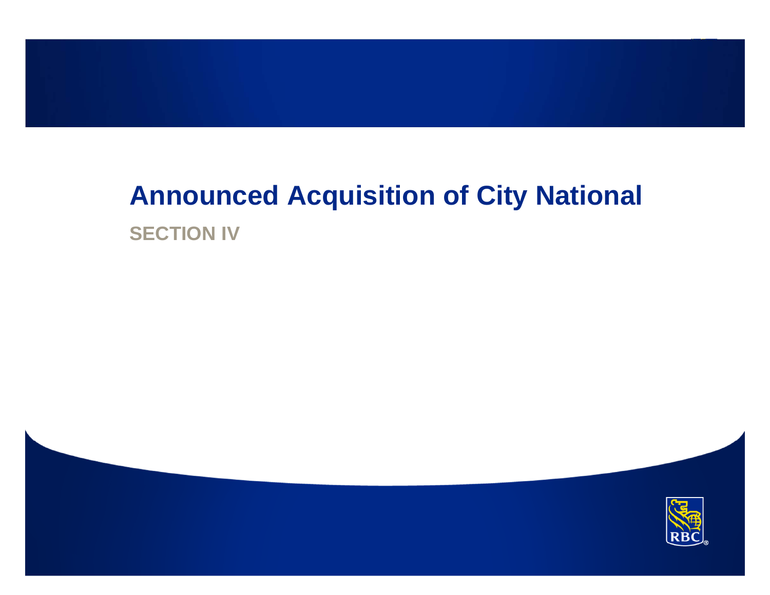# Announced Acquisition of City National

## SECTION IV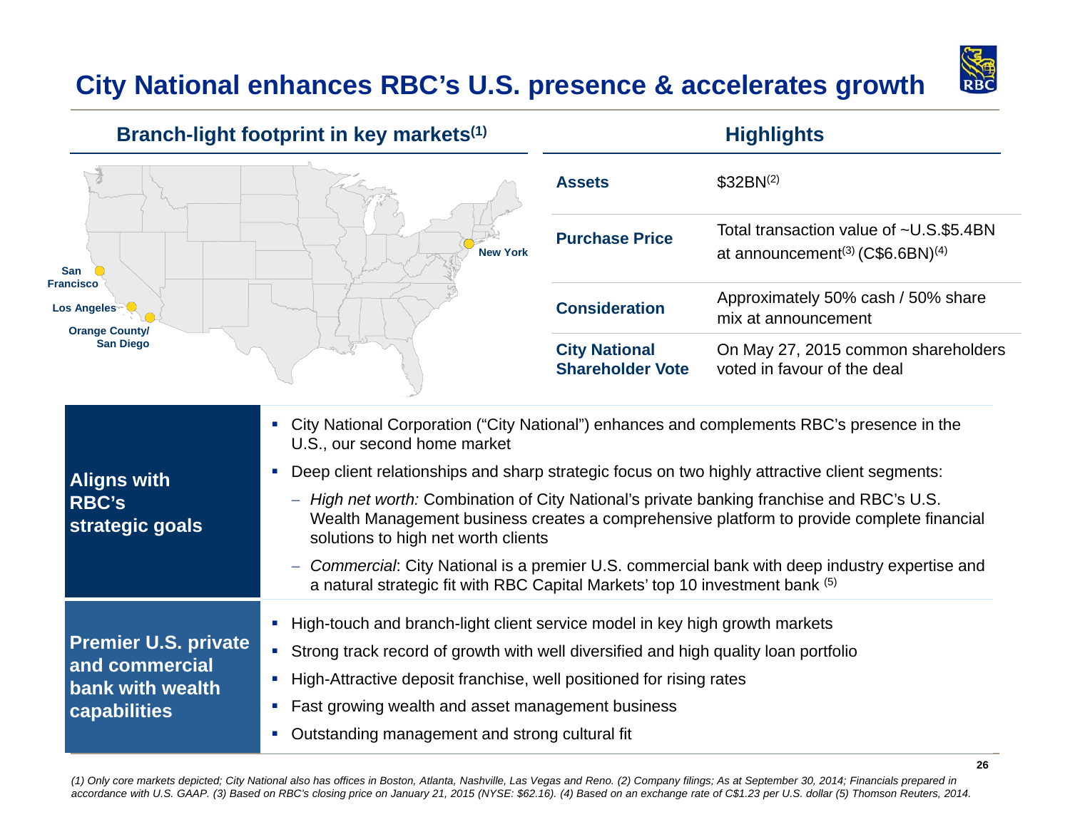# City National enhances RBC's U.S. presence & accelerates growth

## Branch-light footprint in key markets[1]

San Francisco

Los Angeles

Orange County/ San Diego

New York

## Highlights

| | |
|---|---|
| **Assets** | $32BN[2] |
| **Purchase Price** | Total transaction value of ~U.S.$5.4BN at announcement[3] (C$6.6BN)[4] |
| **Consideration** | Approximately 50% cash / 50% share mix at announcement |
| **City National Shareholder Vote** | On May 27, 2015 common shareholders voted in favour of the deal |

### Aligns with RBC's strategic goals

- City National Corporation ("City National") enhances and complements RBC's presence in the U.S., our second home market
- Deep client relationships and sharp strategic focus on two highly attractive client segments:
  - *High net worth:* Combination of City National's private banking franchise and RBC's U.S. Wealth Management business creates a comprehensive platform to provide complete financial solutions to high net worth clients
  - *Commercial*: City National is a premier U.S. commercial bank with deep industry expertise and a natural strategic fit with RBC Capital Markets' top 10 investment bank [5]

### Premier U.S. private and commercial bank with wealth capabilities

- High-touch and branch-light client service model in key high growth markets
- Strong track record of growth with well diversified and high quality loan portfolio
- High-Attractive deposit franchise, well positioned for rising rates
- Fast growing wealth and asset management business
- Outstanding management and strong cultural fit

*(1) Only core markets depicted; City National also has offices in Boston, Atlanta, Nashville, Las Vegas and Reno. (2) Company filings; As at September 30, 2014; Financials prepared in accordance with U.S. GAAP. (3) Based on RBC's closing price on January 21, 2015 (NYSE: $62.16). (4) Based on an exchange rate of C$1.23 per U.S. dollar (5) Thomson Reuters, 2014.*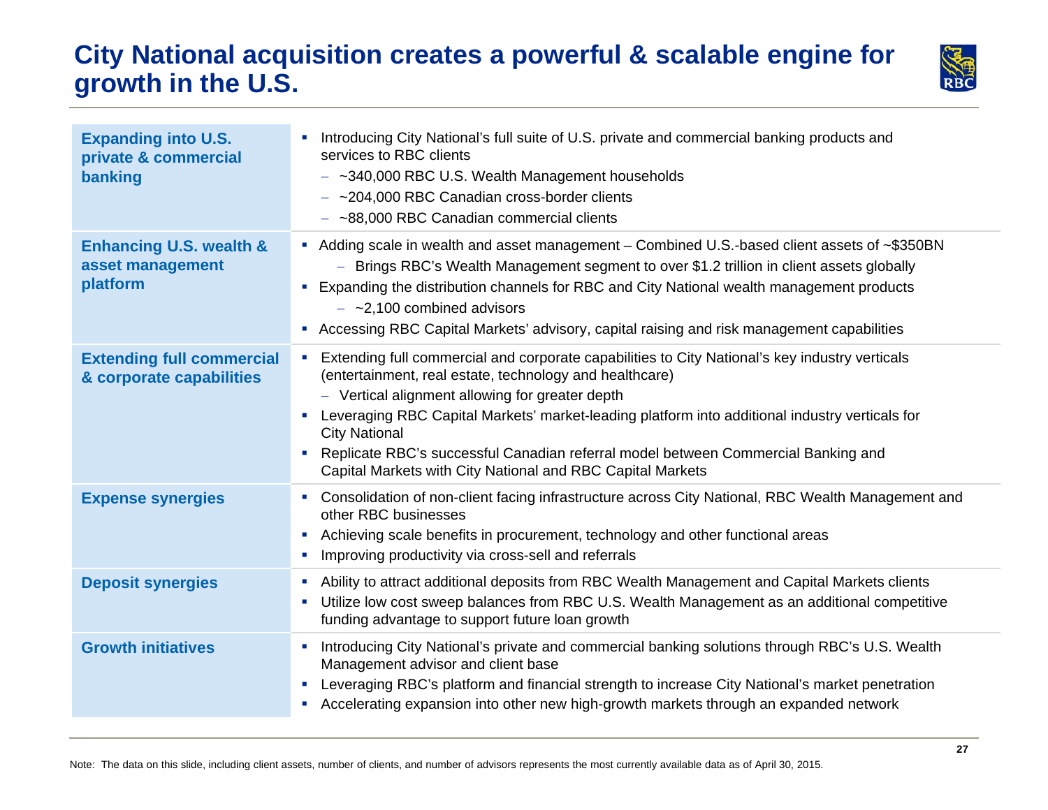# City National acquisition creates a powerful & scalable engine for growth in the U.S.

| | |
|---|---|
| **Expanding into U.S. private & commercial banking** | ▪ Introducing City National's full suite of U.S. private and commercial banking products and services to RBC clients<br>– ~340,000 RBC U.S. Wealth Management households<br>– ~204,000 RBC Canadian cross-border clients<br>– ~88,000 RBC Canadian commercial clients |
| **Enhancing U.S. wealth & asset management platform** | ▪ Adding scale in wealth and asset management – Combined U.S.-based client assets of ~$350BN<br>– Brings RBC's Wealth Management segment to over $1.2 trillion in client assets globally<br>▪ Expanding the distribution channels for RBC and City National wealth management products<br>– ~2,100 combined advisors<br>▪ Accessing RBC Capital Markets' advisory, capital raising and risk management capabilities |
| **Extending full commercial & corporate capabilities** | ▪ Extending full commercial and corporate capabilities to City National's key industry verticals (entertainment, real estate, technology and healthcare)<br>– Vertical alignment allowing for greater depth<br>▪ Leveraging RBC Capital Markets' market-leading platform into additional industry verticals for City National<br>▪ Replicate RBC's successful Canadian referral model between Commercial Banking and Capital Markets with City National and RBC Capital Markets |
| **Expense synergies** | ▪ Consolidation of non-client facing infrastructure across City National, RBC Wealth Management and other RBC businesses<br>▪ Achieving scale benefits in procurement, technology and other functional areas<br>▪ Improving productivity via cross-sell and referrals |
| **Deposit synergies** | ▪ Ability to attract additional deposits from RBC Wealth Management and Capital Markets clients<br>▪ Utilize low cost sweep balances from RBC U.S. Wealth Management as an additional competitive funding advantage to support future loan growth |
| **Growth initiatives** | ▪ Introducing City National's private and commercial banking solutions through RBC's U.S. Wealth Management advisor and client base<br>▪ Leveraging RBC's platform and financial strength to increase City National's market penetration<br>▪ Accelerating expansion into other new high-growth markets through an expanded network |

Note: The data on this slide, including client assets, number of clients, and number of advisors represents the most currently available data as of April 30, 2015.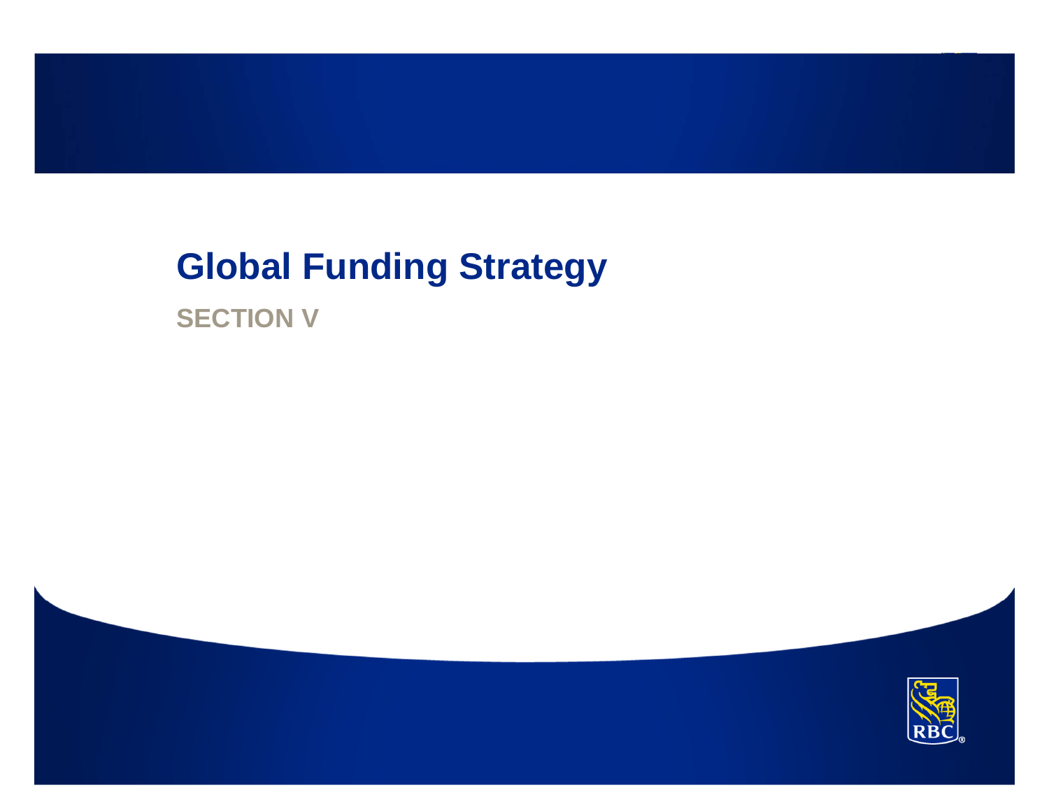# Global Funding Strategy

## SECTION V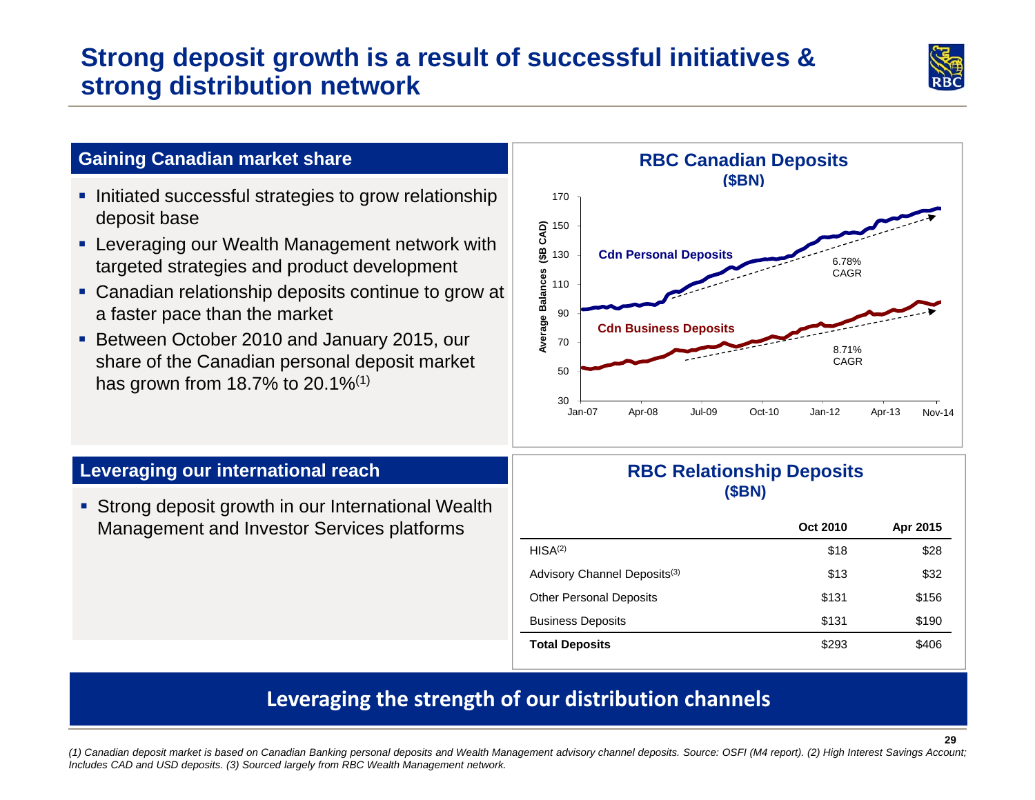# Strong deposit growth is a result of successful initiatives & strong distribution network

## Gaining Canadian market share

- Initiated successful strategies to grow relationship deposit base
- Leveraging our Wealth Management network with targeted strategies and product development
- Canadian relationship deposits continue to grow at a faster pace than the market
- Between October 2010 and January 2015, our share of the Canadian personal deposit market has grown from 18.7% to 20.1%(1)

**RBC Canadian Deposits ($BN)**

Average Balances ($B CAD)

- Cdn Personal Deposits — 6.78% CAGR
- Cdn Business Deposits — 8.71% CAGR

(Jan-07 to Nov-14)

## Leveraging our international reach

- Strong deposit growth in our International Wealth Management and Investor Services platforms

**RBC Relationship Deposits ($BN)**

| | Oct 2010 | Apr 2015 |
|---|---|---|
| HISA(2) | $18 | $28 |
| Advisory Channel Deposits(3) | $13 | $32 |
| Other Personal Deposits | $131 | $156 |
| Business Deposits | $131 | $190 |
| **Total Deposits** | $293 | $406 |

**Leveraging the strength of our distribution channels**

*(1) Canadian deposit market is based on Canadian Banking personal deposits and Wealth Management advisory channel deposits. Source: OSFI (M4 report). (2) High Interest Savings Account; Includes CAD and USD deposits. (3) Sourced largely from RBC Wealth Management network.*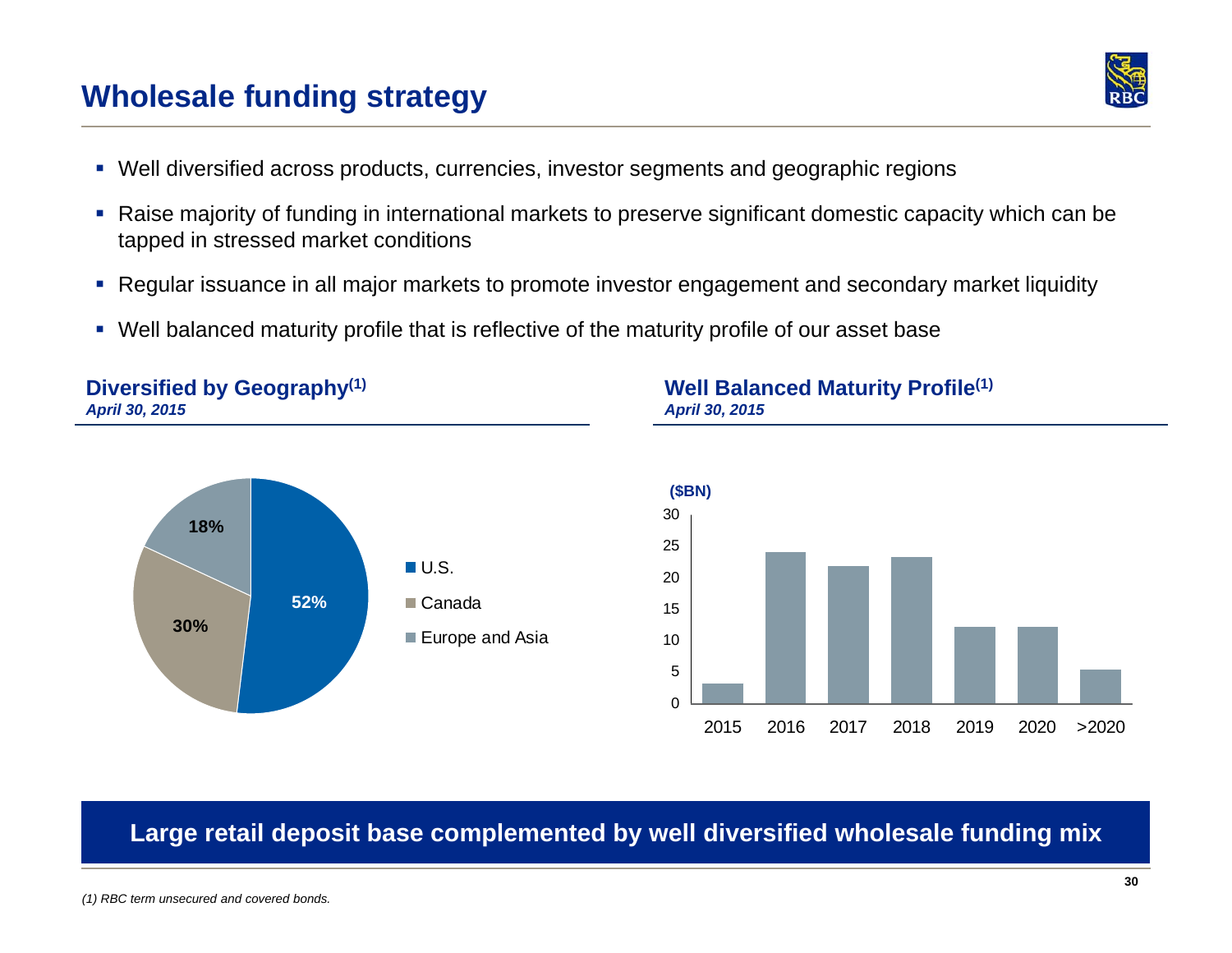# Wholesale funding strategy

- Well diversified across products, currencies, investor segments and geographic regions
- Raise majority of funding in international markets to preserve significant domestic capacity which can be tapped in stressed market conditions
- Regular issuance in all major markets to promote investor engagement and secondary market liquidity
- Well balanced maturity profile that is reflective of the maturity profile of our asset base

## Diversified by Geography[1]

*April 30, 2015*

| Region | Share |
|---|---|
| U.S. | 52% |
| Canada | 30% |
| Europe and Asia | 18% |

## Well Balanced Maturity Profile[1]

*April 30, 2015*

($BN)

| 2015 | 2016 | 2017 | 2018 | 2019 | 2020 | >2020 |
|---|---|---|---|---|---|---|
| ~3 | ~24 | ~22 | ~23 | ~12 | ~12 | ~5 |

**Large retail deposit base complemented by well diversified wholesale funding mix**

*(1) RBC term unsecured and covered bonds.*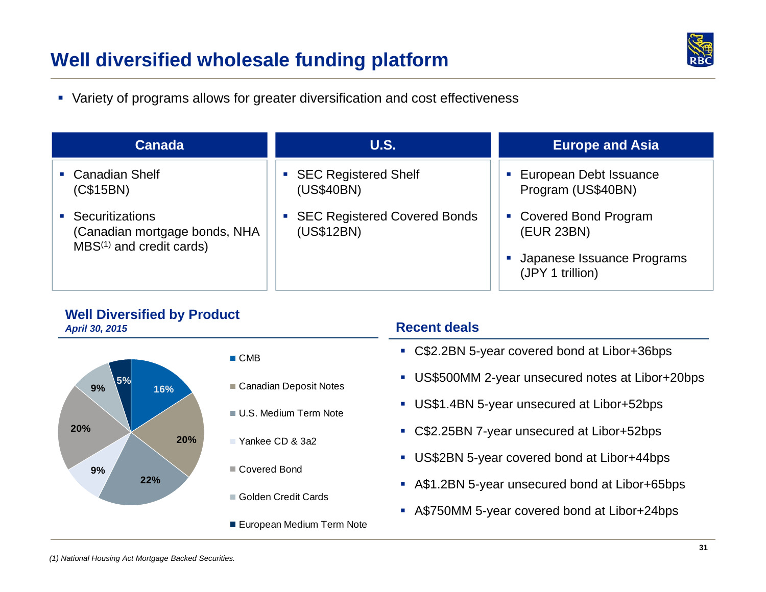# Well diversified wholesale funding platform

- Variety of programs allows for greater diversification and cost effectiveness

| Canada | U.S. | Europe and Asia |
| --- | --- | --- |
| ▪ Canadian Shelf (C$15BN)<br>▪ Securitizations (Canadian mortgage bonds, NHA MBS[1] and credit cards) | ▪ SEC Registered Shelf (US$40BN)<br>▪ SEC Registered Covered Bonds (US$12BN) | ▪ European Debt Issuance Program (US$40BN)<br>▪ Covered Bond Program (EUR 23BN)<br>▪ Japanese Issuance Programs (JPY 1 trillion) |

## Well Diversified by Product

*April 30, 2015*

| Product | % |
| --- | --- |
| CMB | 16% |
| Canadian Deposit Notes | 20% |
| U.S. Medium Term Note | 22% |
| Yankee CD & 3a2 | 9% |
| Covered Bond | 20% |
| Golden Credit Cards | 9% |
| European Medium Term Note | 5% |

## Recent deals

- C$2.2BN 5-year covered bond at Libor+36bps
- US$500MM 2-year unsecured notes at Libor+20bps
- US$1.4BN 5-year unsecured at Libor+52bps
- C$2.25BN 7-year unsecured at Libor+52bps
- US$2BN 5-year covered bond at Libor+44bps
- A$1.2BN 5-year unsecured bond at Libor+65bps
- A$750MM 5-year covered bond at Libor+24bps

*(1) National Housing Act Mortgage Backed Securities.*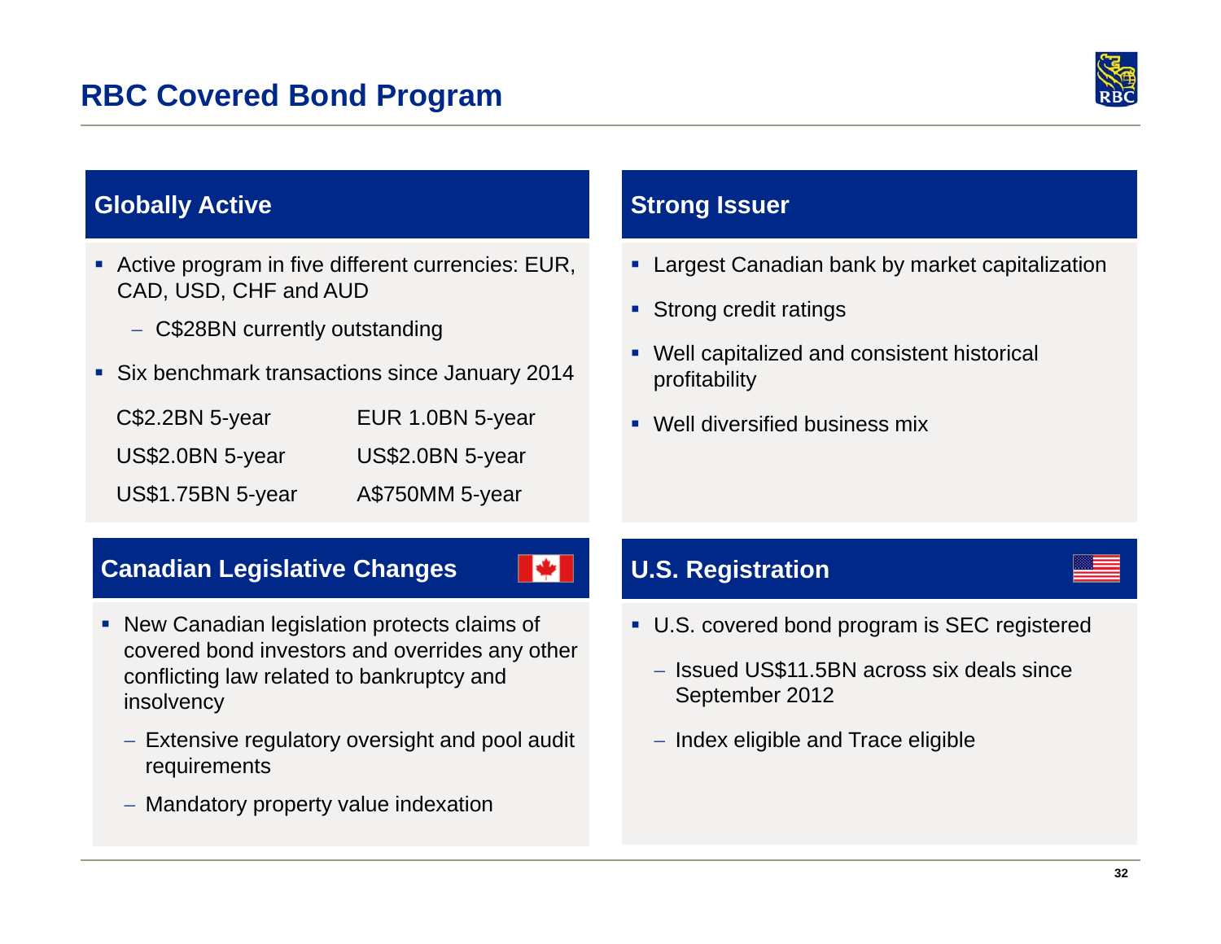# RBC Covered Bond Program

## Globally Active

- Active program in five different currencies: EUR, CAD, USD, CHF and AUD
  - C$28BN currently outstanding
- Six benchmark transactions since January 2014

| | |
|---|---|
| C$2.2BN 5-year | EUR 1.0BN 5-year |
| US$2.0BN 5-year | US$2.0BN 5-year |
| US$1.75BN 5-year | A$750MM 5-year |

## Strong Issuer

- Largest Canadian bank by market capitalization
- Strong credit ratings
- Well capitalized and consistent historical profitability
- Well diversified business mix

## Canadian Legislative Changes

- New Canadian legislation protects claims of covered bond investors and overrides any other conflicting law related to bankruptcy and insolvency
  - Extensive regulatory oversight and pool audit requirements
  - Mandatory property value indexation

## U.S. Registration

- U.S. covered bond program is SEC registered
  - Issued US$11.5BN across six deals since September 2012
  - Index eligible and Trace eligible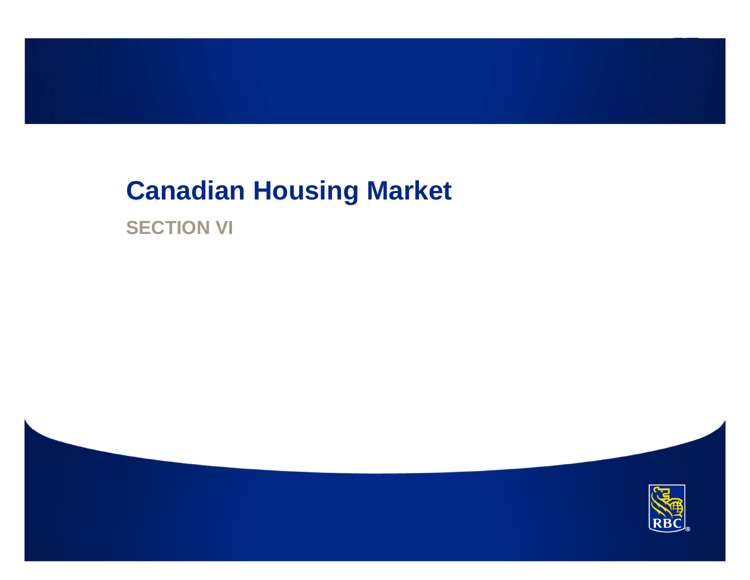# Canadian Housing Market

## SECTION VI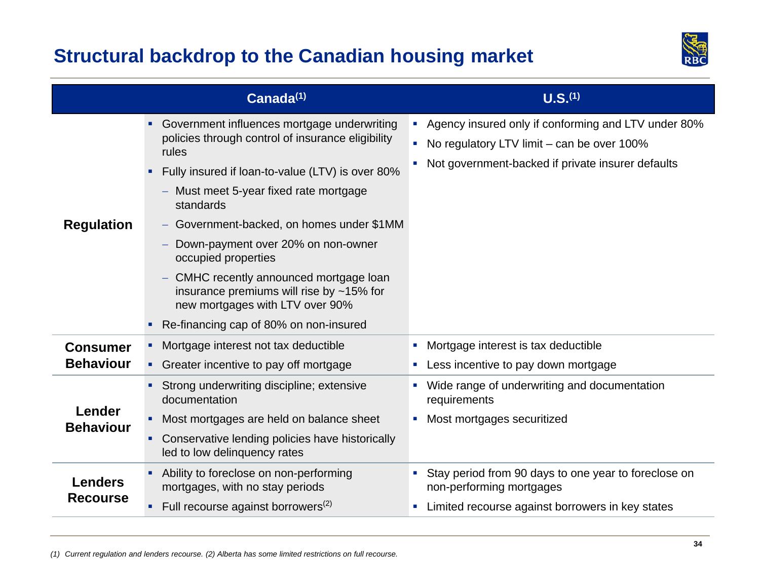# Structural backdrop to the Canadian housing market

| | Canada[(1)] | U.S.[(1)] |
|---|---|---|
| **Regulation** | ▪ Government influences mortgage underwriting policies through control of insurance eligibility rules<br>▪ Fully insured if loan-to-value (LTV) is over 80%<br>– Must meet 5-year fixed rate mortgage standards<br>– Government-backed, on homes under $1MM<br>– Down-payment over 20% on non-owner occupied properties<br>– CMHC recently announced mortgage loan insurance premiums will rise by ~15% for new mortgages with LTV over 90%<br>▪ Re-financing cap of 80% on non-insured | ▪ Agency insured only if conforming and LTV under 80%<br>▪ No regulatory LTV limit – can be over 100%<br>▪ Not government-backed if private insurer defaults |
| **Consumer Behaviour** | ▪ Mortgage interest not tax deductible<br>▪ Greater incentive to pay off mortgage | ▪ Mortgage interest is tax deductible<br>▪ Less incentive to pay down mortgage |
| **Lender Behaviour** | ▪ Strong underwriting discipline; extensive documentation<br>▪ Most mortgages are held on balance sheet<br>▪ Conservative lending policies have historically led to low delinquency rates | ▪ Wide range of underwriting and documentation requirements<br>▪ Most mortgages securitized |
| **Lenders Recourse** | ▪ Ability to foreclose on non-performing mortgages, with no stay periods<br>▪ Full recourse against borrowers[(2)] | ▪ Stay period from 90 days to one year to foreclose on non-performing mortgages<br>▪ Limited recourse against borrowers in key states |

*(1) Current regulation and lenders recourse. (2) Alberta has some limited restrictions on full recourse.*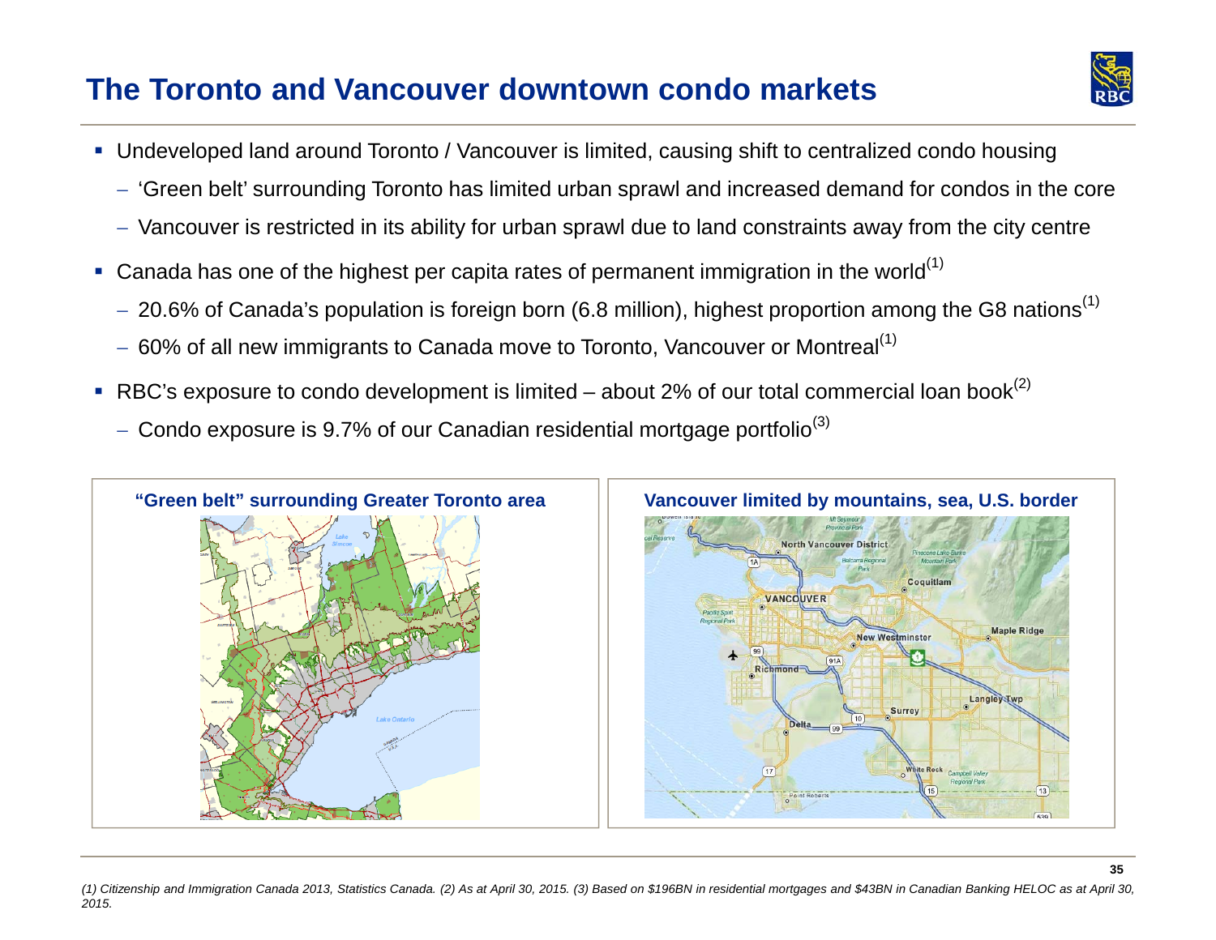# The Toronto and Vancouver downtown condo markets

- Undeveloped land around Toronto / Vancouver is limited, causing shift to centralized condo housing
  - 'Green belt' surrounding Toronto has limited urban sprawl and increased demand for condos in the core
  - Vancouver is restricted in its ability for urban sprawl due to land constraints away from the city centre
- Canada has one of the highest per capita rates of permanent immigration in the world(1)
  - 20.6% of Canada's population is foreign born (6.8 million), highest proportion among the G8 nations(1)
  - 60% of all new immigrants to Canada move to Toronto, Vancouver or Montreal(1)
- RBC's exposure to condo development is limited – about 2% of our total commercial loan book(2)
  - Condo exposure is 9.7% of our Canadian residential mortgage portfolio(3)

**"Green belt" surrounding Greater Toronto area**

**Vancouver limited by mountains, sea, U.S. border**

*(1) Citizenship and Immigration Canada 2013, Statistics Canada. (2) As at April 30, 2015. (3) Based on $196BN in residential mortgages and $43BN in Canadian Banking HELOC as at April 30, 2015.*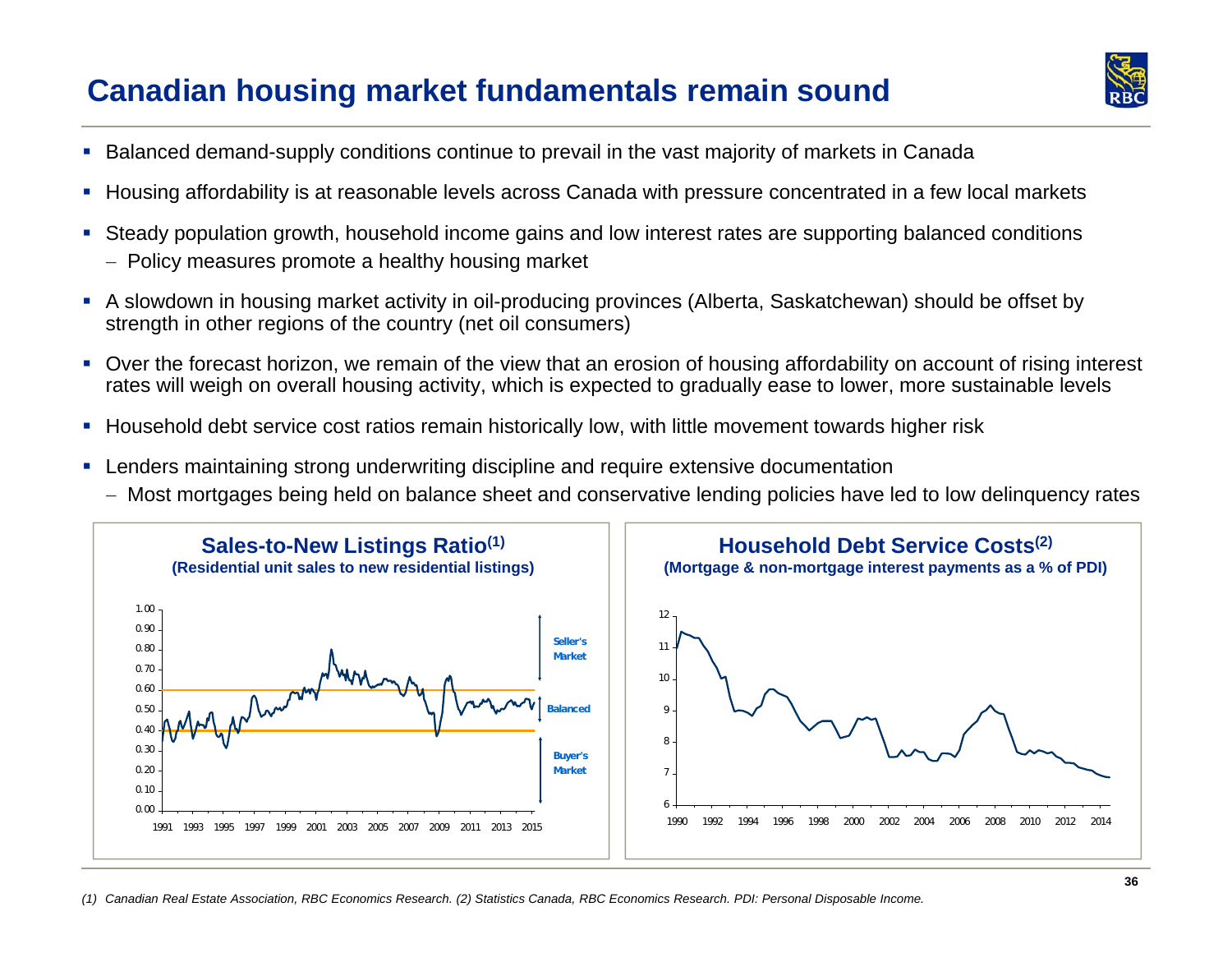# Canadian housing market fundamentals remain sound

- Balanced demand-supply conditions continue to prevail in the vast majority of markets in Canada
- Housing affordability is at reasonable levels across Canada with pressure concentrated in a few local markets
- Steady population growth, household income gains and low interest rates are supporting balanced conditions
  - Policy measures promote a healthy housing market
- A slowdown in housing market activity in oil-producing provinces (Alberta, Saskatchewan) should be offset by strength in other regions of the country (net oil consumers)
- Over the forecast horizon, we remain of the view that an erosion of housing affordability on account of rising interest rates will weigh on overall housing activity, which is expected to gradually ease to lower, more sustainable levels
- Household debt service cost ratios remain historically low, with little movement towards higher risk
- Lenders maintaining strong underwriting discipline and require extensive documentation
  - Most mortgages being held on balance sheet and conservative lending policies have led to low delinquency rates

**Sales-to-New Listings Ratio(1)**
**(Residential unit sales to new residential listings)**

Seller's Market / Balanced / Buyer's Market

**Household Debt Service Costs(2)**
**(Mortgage & non-mortgage interest payments as a % of PDI)**

*(1) Canadian Real Estate Association, RBC Economics Research. (2) Statistics Canada, RBC Economics Research. PDI: Personal Disposable Income.*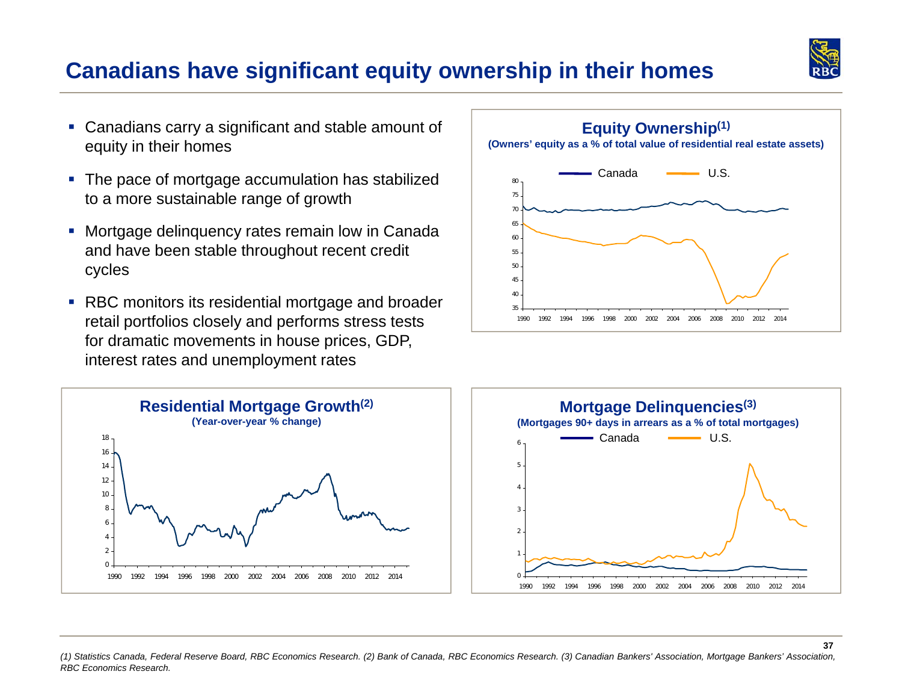# Canadians have significant equity ownership in their homes

- Canadians carry a significant and stable amount of equity in their homes
- The pace of mortgage accumulation has stabilized to a more sustainable range of growth
- Mortgage delinquency rates remain low in Canada and have been stable throughout recent credit cycles
- RBC monitors its residential mortgage and broader retail portfolios closely and performs stress tests for dramatic movements in house prices, GDP, interest rates and unemployment rates

**Equity Ownership[1]**
**(Owners' equity as a % of total value of residential real estate assets)**

**Residential Mortgage Growth[2]**
**(Year-over-year % change)**

**Mortgage Delinquencies[3]**
**(Mortgages 90+ days in arrears as a % of total mortgages)**

*(1) Statistics Canada, Federal Reserve Board, RBC Economics Research. (2) Bank of Canada, RBC Economics Research. (3) Canadian Bankers' Association, Mortgage Bankers' Association, RBC Economics Research.*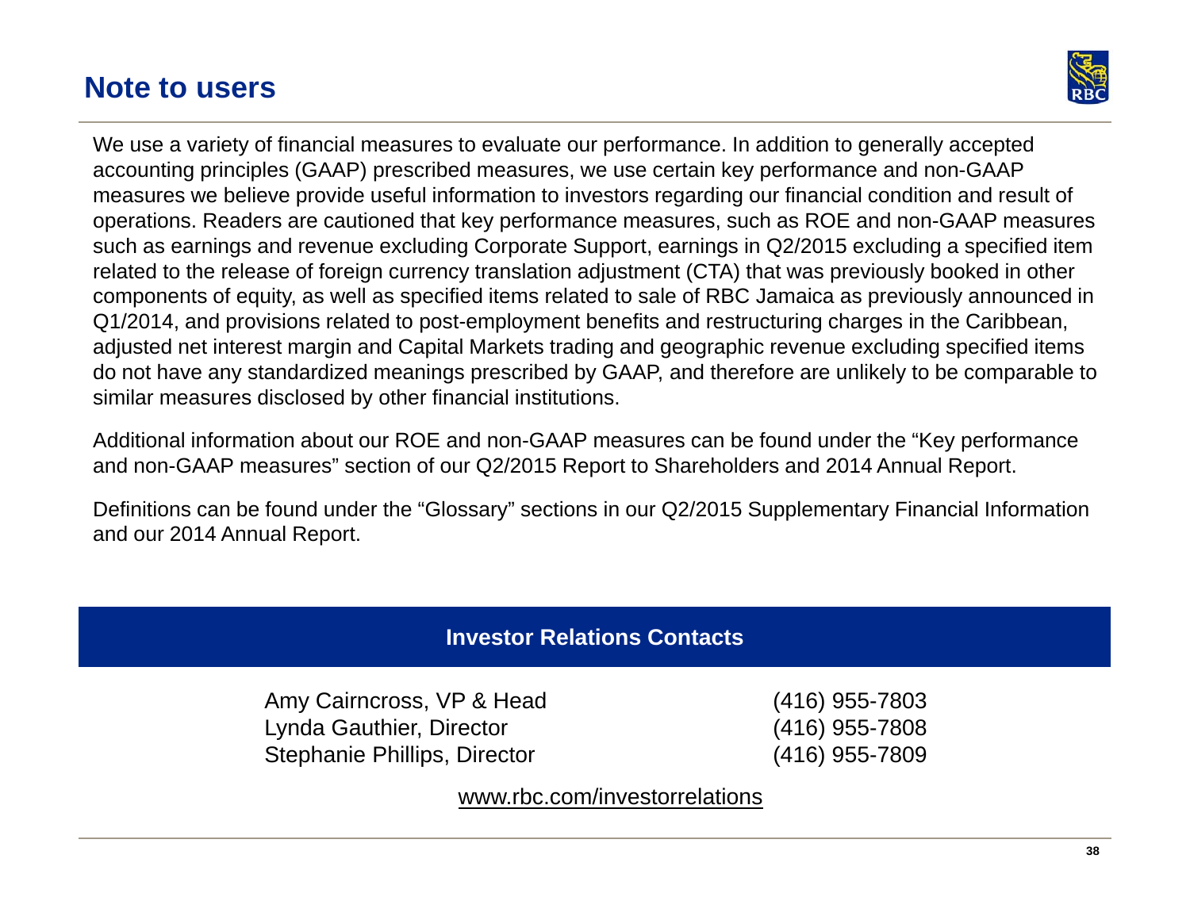# Note to users

We use a variety of financial measures to evaluate our performance. In addition to generally accepted accounting principles (GAAP) prescribed measures, we use certain key performance and non-GAAP measures we believe provide useful information to investors regarding our financial condition and result of operations. Readers are cautioned that key performance measures, such as ROE and non-GAAP measures such as earnings and revenue excluding Corporate Support, earnings in Q2/2015 excluding a specified item related to the release of foreign currency translation adjustment (CTA) that was previously booked in other components of equity, as well as specified items related to sale of RBC Jamaica as previously announced in Q1/2014, and provisions related to post-employment benefits and restructuring charges in the Caribbean, adjusted net interest margin and Capital Markets trading and geographic revenue excluding specified items do not have any standardized meanings prescribed by GAAP, and therefore are unlikely to be comparable to similar measures disclosed by other financial institutions.

Additional information about our ROE and non-GAAP measures can be found under the “Key performance and non-GAAP measures” section of our Q2/2015 Report to Shareholders and 2014 Annual Report.

Definitions can be found under the “Glossary” sections in our Q2/2015 Supplementary Financial Information and our 2014 Annual Report.

## Investor Relations Contacts

| | |
|---|---|
| Amy Cairncross, VP & Head | (416) 955-7803 |
| Lynda Gauthier, Director | (416) 955-7808 |
| Stephanie Phillips, Director | (416) 955-7809 |

www.rbc.com/investorrelations